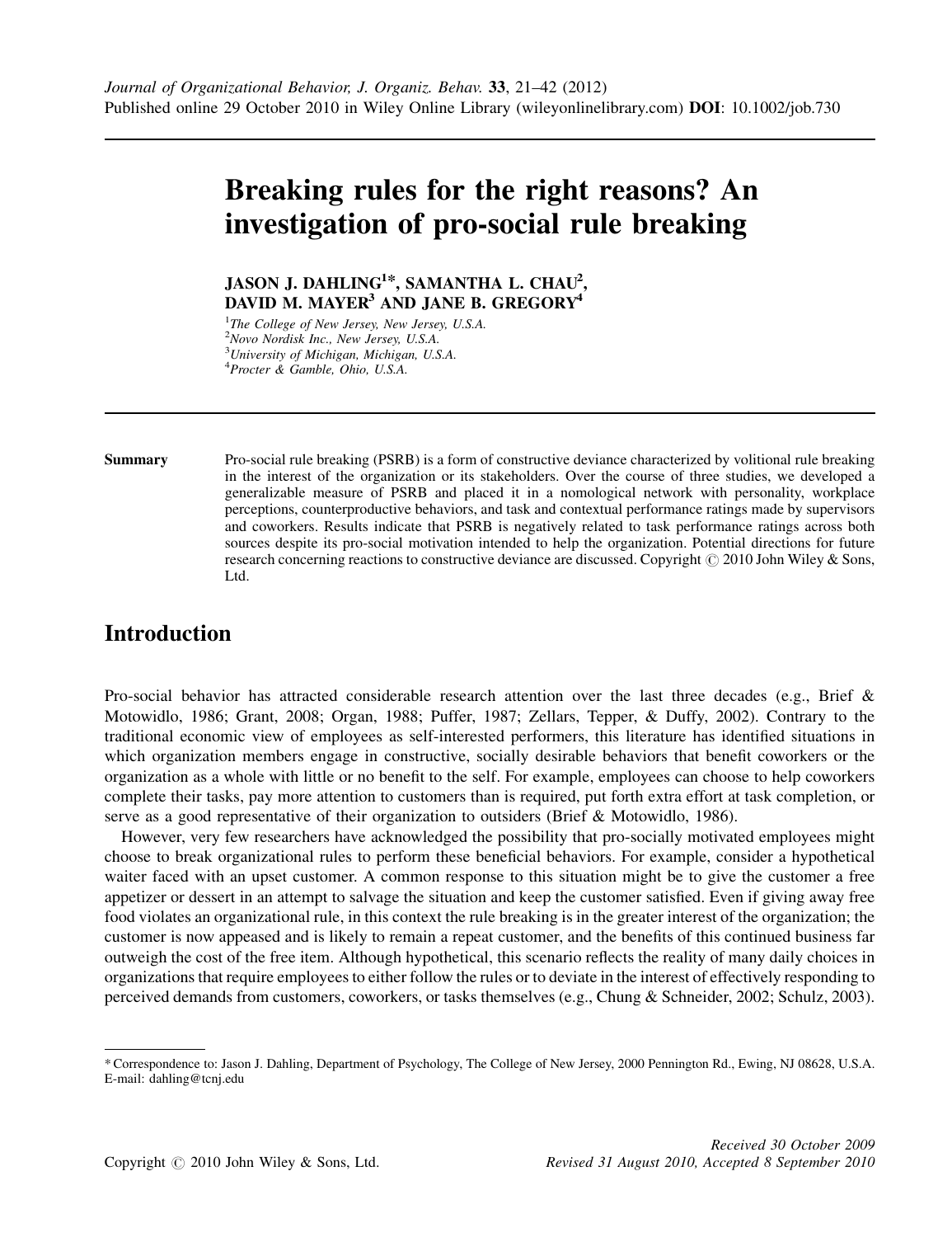Journal of Organizational Behavior, J. Organiz. Behav. 33, 21–42 (2012)
Published online 29 October 2010 in Wiley Online Library (wileyonlinelibrary.com) **DOI**: 10.1002/job.730

# Breaking rules for the right reasons? An investigation of pro-social rule breaking

**JASON J. DAHLING[1]*, SAMANTHA L. CHAU[2], DAVID M. MAYER[3] AND JANE B. GREGORY[4]**

[1] *The College of New Jersey, New Jersey, U.S.A.*
[2] *Novo Nordisk Inc., New Jersey, U.S.A.*
[3] *University of Michigan, Michigan, U.S.A.*
[4] *Procter & Gamble, Ohio, U.S.A.*

**Summary** Pro-social rule breaking (PSRB) is a form of constructive deviance characterized by volitional rule breaking in the interest of the organization or its stakeholders. Over the course of three studies, we developed a generalizable measure of PSRB and placed it in a nomological network with personality, workplace perceptions, counterproductive behaviors, and task and contextual performance ratings made by supervisors and coworkers. Results indicate that PSRB is negatively related to task performance ratings across both sources despite its pro-social motivation intended to help the organization. Potential directions for future research concerning reactions to constructive deviance are discussed. Copyright © 2010 John Wiley & Sons, Ltd.

## Introduction

Pro-social behavior has attracted considerable research attention over the last three decades (e.g., Brief & Motowidlo, 1986; Grant, 2008; Organ, 1988; Puffer, 1987; Zellars, Tepper, & Duffy, 2002). Contrary to the traditional economic view of employees as self-interested performers, this literature has identified situations in which organization members engage in constructive, socially desirable behaviors that benefit coworkers or the organization as a whole with little or no benefit to the self. For example, employees can choose to help coworkers complete their tasks, pay more attention to customers than is required, put forth extra effort at task completion, or serve as a good representative of their organization to outsiders (Brief & Motowidlo, 1986).

However, very few researchers have acknowledged the possibility that pro-socially motivated employees might choose to break organizational rules to perform these beneficial behaviors. For example, consider a hypothetical waiter faced with an upset customer. A common response to this situation might be to give the customer a free appetizer or dessert in an attempt to salvage the situation and keep the customer satisfied. Even if giving away free food violates an organizational rule, in this context the rule breaking is in the greater interest of the organization; the customer is now appeased and is likely to remain a repeat customer, and the benefits of this continued business far outweigh the cost of the free item. Although hypothetical, this scenario reflects the reality of many daily choices in organizations that require employees to either follow the rules or to deviate in the interest of effectively responding to perceived demands from customers, coworkers, or tasks themselves (e.g., Chung & Schneider, 2002; Schulz, 2003).

* Correspondence to: Jason J. Dahling, Department of Psychology, The College of New Jersey, 2000 Pennington Rd., Ewing, NJ 08628, U.S.A. E-mail: dahling@tcnj.edu

Copyright © 2010 John Wiley & Sons, Ltd.

*Received 30 October 2009*
*Revised 31 August 2010, Accepted 8 September 2010*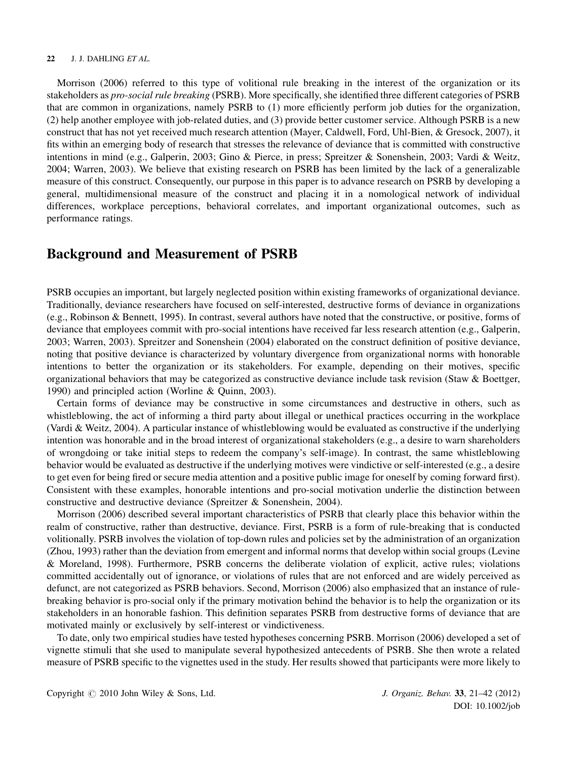Morrison (2006) referred to this type of volitional rule breaking in the interest of the organization or its stakeholders as *pro-social rule breaking* (PSRB). More specifically, she identified three different categories of PSRB that are common in organizations, namely PSRB to (1) more efficiently perform job duties for the organization, (2) help another employee with job-related duties, and (3) provide better customer service. Although PSRB is a new construct that has not yet received much research attention (Mayer, Caldwell, Ford, Uhl-Bien, & Gresock, 2007), it fits within an emerging body of research that stresses the relevance of deviance that is committed with constructive intentions in mind (e.g., Galperin, 2003; Gino & Pierce, in press; Spreitzer & Sonenshein, 2003; Vardi & Weitz, 2004; Warren, 2003). We believe that existing research on PSRB has been limited by the lack of a generalizable measure of this construct. Consequently, our purpose in this paper is to advance research on PSRB by developing a general, multidimensional measure of the construct and placing it in a nomological network of individual differences, workplace perceptions, behavioral correlates, and important organizational outcomes, such as performance ratings.

## Background and Measurement of PSRB

PSRB occupies an important, but largely neglected position within existing frameworks of organizational deviance. Traditionally, deviance researchers have focused on self-interested, destructive forms of deviance in organizations (e.g., Robinson & Bennett, 1995). In contrast, several authors have noted that the constructive, or positive, forms of deviance that employees commit with pro-social intentions have received far less research attention (e.g., Galperin, 2003; Warren, 2003). Spreitzer and Sonenshein (2004) elaborated on the construct definition of positive deviance, noting that positive deviance is characterized by voluntary divergence from organizational norms with honorable intentions to better the organization or its stakeholders. For example, depending on their motives, specific organizational behaviors that may be categorized as constructive deviance include task revision (Staw & Boettger, 1990) and principled action (Worline & Quinn, 2003).

Certain forms of deviance may be constructive in some circumstances and destructive in others, such as whistleblowing, the act of informing a third party about illegal or unethical practices occurring in the workplace (Vardi & Weitz, 2004). A particular instance of whistleblowing would be evaluated as constructive if the underlying intention was honorable and in the broad interest of organizational stakeholders (e.g., a desire to warn shareholders of wrongdoing or take initial steps to redeem the company's self-image). In contrast, the same whistleblowing behavior would be evaluated as destructive if the underlying motives were vindictive or self-interested (e.g., a desire to get even for being fired or secure media attention and a positive public image for oneself by coming forward first). Consistent with these examples, honorable intentions and pro-social motivation underlie the distinction between constructive and destructive deviance (Spreitzer & Sonenshein, 2004).

Morrison (2006) described several important characteristics of PSRB that clearly place this behavior within the realm of constructive, rather than destructive, deviance. First, PSRB is a form of rule-breaking that is conducted volitionally. PSRB involves the violation of top-down rules and policies set by the administration of an organization (Zhou, 1993) rather than the deviation from emergent and informal norms that develop within social groups (Levine & Moreland, 1998). Furthermore, PSRB concerns the deliberate violation of explicit, active rules; violations committed accidentally out of ignorance, or violations of rules that are not enforced and are widely perceived as defunct, are not categorized as PSRB behaviors. Second, Morrison (2006) also emphasized that an instance of rule-breaking behavior is pro-social only if the primary motivation behind the behavior is to help the organization or its stakeholders in an honorable fashion. This definition separates PSRB from destructive forms of deviance that are motivated mainly or exclusively by self-interest or vindictiveness.

To date, only two empirical studies have tested hypotheses concerning PSRB. Morrison (2006) developed a set of vignette stimuli that she used to manipulate several hypothesized antecedents of PSRB. She then wrote a related measure of PSRB specific to the vignettes used in the study. Her results showed that participants were more likely to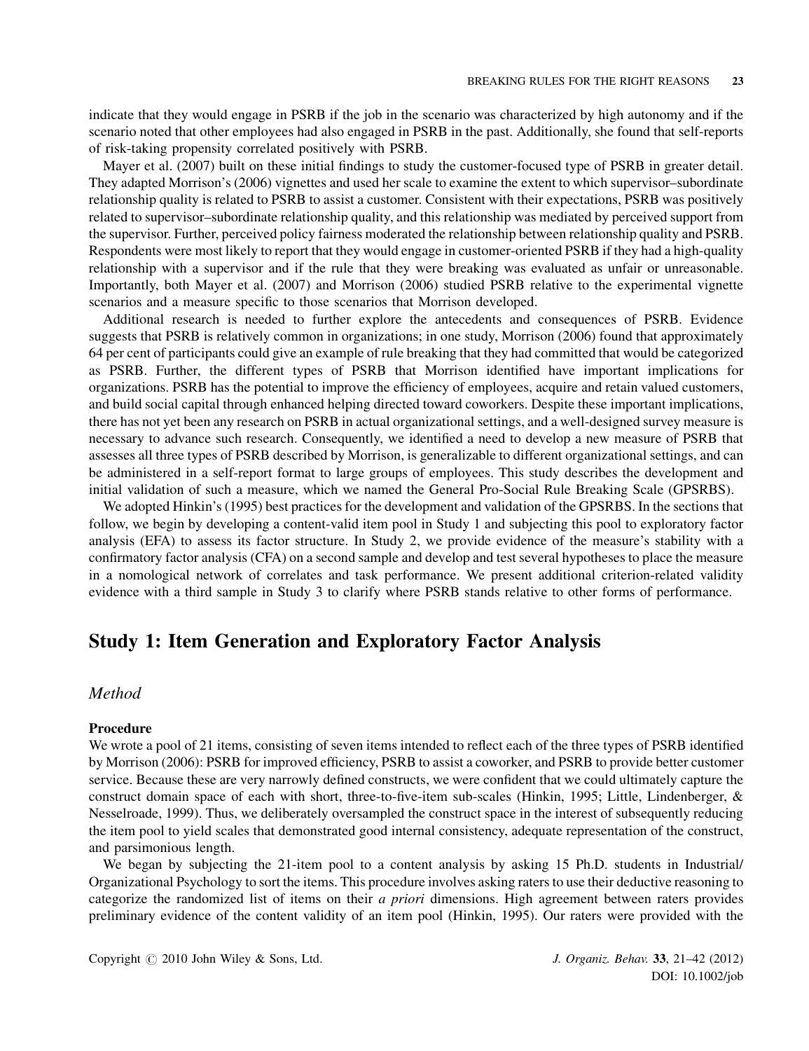indicate that they would engage in PSRB if the job in the scenario was characterized by high autonomy and if the scenario noted that other employees had also engaged in PSRB in the past. Additionally, she found that self-reports of risk-taking propensity correlated positively with PSRB.

Mayer et al. (2007) built on these initial findings to study the customer-focused type of PSRB in greater detail. They adapted Morrison's (2006) vignettes and used her scale to examine the extent to which supervisor–subordinate relationship quality is related to PSRB to assist a customer. Consistent with their expectations, PSRB was positively related to supervisor–subordinate relationship quality, and this relationship was mediated by perceived support from the supervisor. Further, perceived policy fairness moderated the relationship between relationship quality and PSRB. Respondents were most likely to report that they would engage in customer-oriented PSRB if they had a high-quality relationship with a supervisor and if the rule that they were breaking was evaluated as unfair or unreasonable. Importantly, both Mayer et al. (2007) and Morrison (2006) studied PSRB relative to the experimental vignette scenarios and a measure specific to those scenarios that Morrison developed.

Additional research is needed to further explore the antecedents and consequences of PSRB. Evidence suggests that PSRB is relatively common in organizations; in one study, Morrison (2006) found that approximately 64 per cent of participants could give an example of rule breaking that they had committed that would be categorized as PSRB. Further, the different types of PSRB that Morrison identified have important implications for organizations. PSRB has the potential to improve the efficiency of employees, acquire and retain valued customers, and build social capital through enhanced helping directed toward coworkers. Despite these important implications, there has not yet been any research on PSRB in actual organizational settings, and a well-designed survey measure is necessary to advance such research. Consequently, we identified a need to develop a new measure of PSRB that assesses all three types of PSRB described by Morrison, is generalizable to different organizational settings, and can be administered in a self-report format to large groups of employees. This study describes the development and initial validation of such a measure, which we named the General Pro-Social Rule Breaking Scale (GPSRBS).

We adopted Hinkin's (1995) best practices for the development and validation of the GPSRBS. In the sections that follow, we begin by developing a content-valid item pool in Study 1 and subjecting this pool to exploratory factor analysis (EFA) to assess its factor structure. In Study 2, we provide evidence of the measure's stability with a confirmatory factor analysis (CFA) on a second sample and develop and test several hypotheses to place the measure in a nomological network of correlates and task performance. We present additional criterion-related validity evidence with a third sample in Study 3 to clarify where PSRB stands relative to other forms of performance.

## Study 1: Item Generation and Exploratory Factor Analysis

### *Method*

#### Procedure

We wrote a pool of 21 items, consisting of seven items intended to reflect each of the three types of PSRB identified by Morrison (2006): PSRB for improved efficiency, PSRB to assist a coworker, and PSRB to provide better customer service. Because these are very narrowly defined constructs, we were confident that we could ultimately capture the construct domain space of each with short, three-to-five-item sub-scales (Hinkin, 1995; Little, Lindenberger, & Nesselroade, 1999). Thus, we deliberately oversampled the construct space in the interest of subsequently reducing the item pool to yield scales that demonstrated good internal consistency, adequate representation of the construct, and parsimonious length.

We began by subjecting the 21-item pool to a content analysis by asking 15 Ph.D. students in Industrial/ Organizational Psychology to sort the items. This procedure involves asking raters to use their deductive reasoning to categorize the randomized list of items on their *a priori* dimensions. High agreement between raters provides preliminary evidence of the content validity of an item pool (Hinkin, 1995). Our raters were provided with the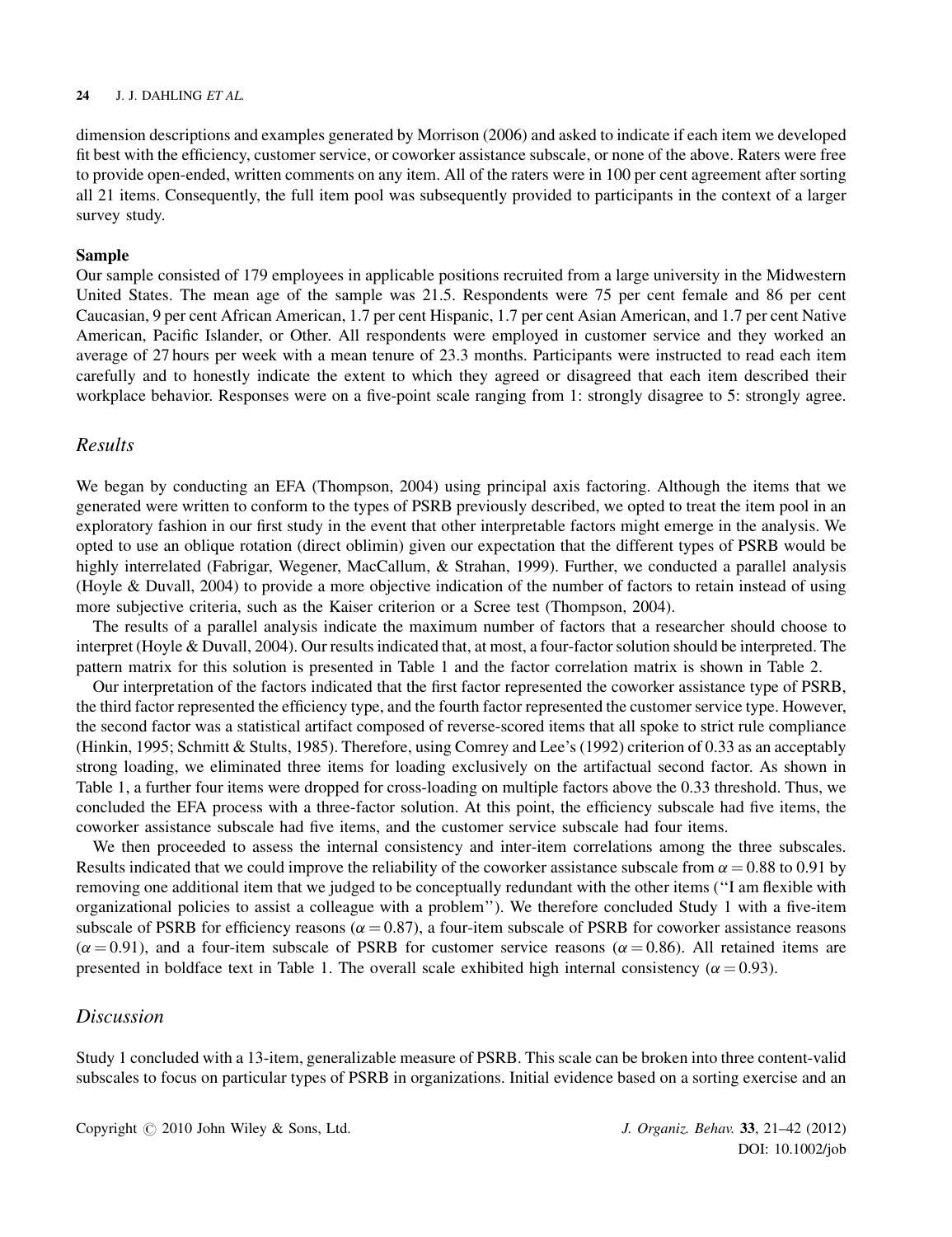dimension descriptions and examples generated by Morrison (2006) and asked to indicate if each item we developed fit best with the efficiency, customer service, or coworker assistance subscale, or none of the above. Raters were free to provide open-ended, written comments on any item. All of the raters were in 100 per cent agreement after sorting all 21 items. Consequently, the full item pool was subsequently provided to participants in the context of a larger survey study.

**Sample**

Our sample consisted of 179 employees in applicable positions recruited from a large university in the Midwestern United States. The mean age of the sample was 21.5. Respondents were 75 per cent female and 86 per cent Caucasian, 9 per cent African American, 1.7 per cent Hispanic, 1.7 per cent Asian American, and 1.7 per cent Native American, Pacific Islander, or Other. All respondents were employed in customer service and they worked an average of 27 hours per week with a mean tenure of 23.3 months. Participants were instructed to read each item carefully and to honestly indicate the extent to which they agreed or disagreed that each item described their workplace behavior. Responses were on a five-point scale ranging from 1: strongly disagree to 5: strongly agree.

## *Results*

We began by conducting an EFA (Thompson, 2004) using principal axis factoring. Although the items that we generated were written to conform to the types of PSRB previously described, we opted to treat the item pool in an exploratory fashion in our first study in the event that other interpretable factors might emerge in the analysis. We opted to use an oblique rotation (direct oblimin) given our expectation that the different types of PSRB would be highly interrelated (Fabrigar, Wegener, MacCallum, & Strahan, 1999). Further, we conducted a parallel analysis (Hoyle & Duvall, 2004) to provide a more objective indication of the number of factors to retain instead of using more subjective criteria, such as the Kaiser criterion or a Scree test (Thompson, 2004).

The results of a parallel analysis indicate the maximum number of factors that a researcher should choose to interpret (Hoyle & Duvall, 2004). Our results indicated that, at most, a four-factor solution should be interpreted. The pattern matrix for this solution is presented in Table 1 and the factor correlation matrix is shown in Table 2.

Our interpretation of the factors indicated that the first factor represented the coworker assistance type of PSRB, the third factor represented the efficiency type, and the fourth factor represented the customer service type. However, the second factor was a statistical artifact composed of reverse-scored items that all spoke to strict rule compliance (Hinkin, 1995; Schmitt & Stults, 1985). Therefore, using Comrey and Lee's (1992) criterion of 0.33 as an acceptably strong loading, we eliminated three items for loading exclusively on the artifactual second factor. As shown in Table 1, a further four items were dropped for cross-loading on multiple factors above the 0.33 threshold. Thus, we concluded the EFA process with a three-factor solution. At this point, the efficiency subscale had five items, the coworker assistance subscale had five items, and the customer service subscale had four items.

We then proceeded to assess the internal consistency and inter-item correlations among the three subscales. Results indicated that we could improve the reliability of the coworker assistance subscale from $\alpha = 0.88$ to 0.91 by removing one additional item that we judged to be conceptually redundant with the other items ("I am flexible with organizational policies to assist a colleague with a problem"). We therefore concluded Study 1 with a five-item subscale of PSRB for efficiency reasons ($\alpha = 0.87$), a four-item subscale of PSRB for coworker assistance reasons ($\alpha = 0.91$), and a four-item subscale of PSRB for customer service reasons ($\alpha = 0.86$). All retained items are presented in boldface text in Table 1. The overall scale exhibited high internal consistency ($\alpha = 0.93$).

## *Discussion*

Study 1 concluded with a 13-item, generalizable measure of PSRB. This scale can be broken into three content-valid subscales to focus on particular types of PSRB in organizations. Initial evidence based on a sorting exercise and an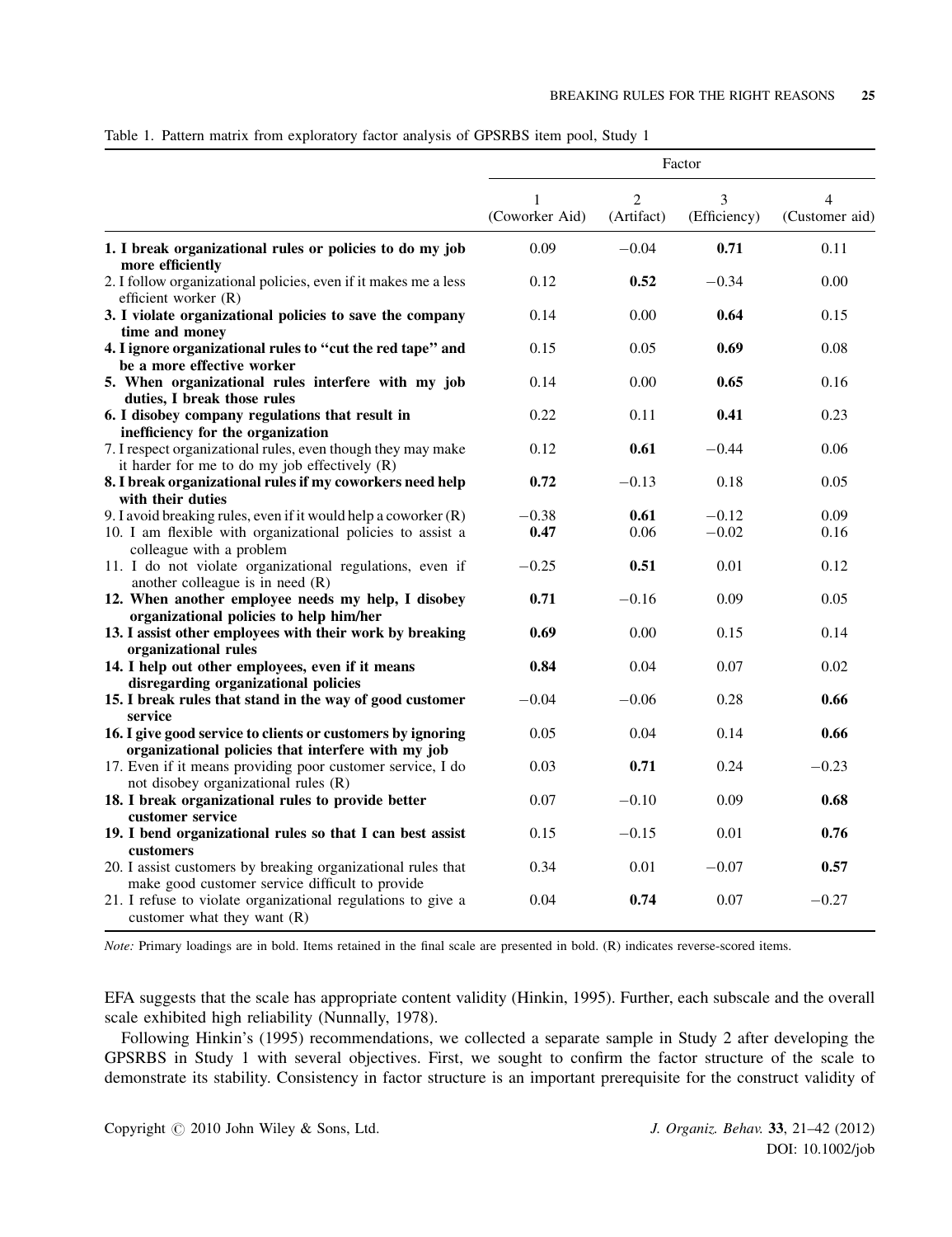Table 1. Pattern matrix from exploratory factor analysis of GPSRBS item pool, Study 1

| | Factor | | | |
|---|---|---|---|---|
| | 1 (Coworker Aid) | 2 (Artifact) | 3 (Efficiency) | 4 (Customer aid) |
| **1. I break organizational rules or policies to do my job more efficiently** | 0.09 | −0.04 | **0.71** | 0.11 |
| 2. I follow organizational policies, even if it makes me a less efficient worker (R) | 0.12 | **0.52** | −0.34 | 0.00 |
| **3. I violate organizational policies to save the company time and money** | 0.14 | 0.00 | **0.64** | 0.15 |
| **4. I ignore organizational rules to "cut the red tape" and be a more effective worker** | 0.15 | 0.05 | **0.69** | 0.08 |
| **5. When organizational rules interfere with my job duties, I break those rules** | 0.14 | 0.00 | **0.65** | 0.16 |
| **6. I disobey company regulations that result in inefficiency for the organization** | 0.22 | 0.11 | **0.41** | 0.23 |
| 7. I respect organizational rules, even though they may make it harder for me to do my job effectively (R) | 0.12 | **0.61** | −0.44 | 0.06 |
| **8. I break organizational rules if my coworkers need help with their duties** | **0.72** | −0.13 | 0.18 | 0.05 |
| 9. I avoid breaking rules, even if it would help a coworker (R) | −0.38 | **0.61** | −0.12 | 0.09 |
| 10. I am flexible with organizational policies to assist a colleague with a problem | **0.47** | 0.06 | −0.02 | 0.16 |
| 11. I do not violate organizational regulations, even if another colleague is in need (R) | −0.25 | **0.51** | 0.01 | 0.12 |
| **12. When another employee needs my help, I disobey organizational policies to help him/her** | **0.71** | −0.16 | 0.09 | 0.05 |
| **13. I assist other employees with their work by breaking organizational rules** | **0.69** | 0.00 | 0.15 | 0.14 |
| **14. I help out other employees, even if it means disregarding organizational policies** | **0.84** | 0.04 | 0.07 | 0.02 |
| **15. I break rules that stand in the way of good customer service** | −0.04 | −0.06 | 0.28 | **0.66** |
| **16. I give good service to clients or customers by ignoring organizational policies that interfere with my job** | 0.05 | 0.04 | 0.14 | **0.66** |
| 17. Even if it means providing poor customer service, I do not disobey organizational rules (R) | 0.03 | **0.71** | 0.24 | −0.23 |
| **18. I break organizational rules to provide better customer service** | 0.07 | −0.10 | 0.09 | **0.68** |
| **19. I bend organizational rules so that I can best assist customers** | 0.15 | −0.15 | 0.01 | **0.76** |
| 20. I assist customers by breaking organizational rules that make good customer service difficult to provide | 0.34 | 0.01 | −0.07 | **0.57** |
| 21. I refuse to violate organizational regulations to give a customer what they want (R) | 0.04 | **0.74** | 0.07 | −0.27 |

*Note:* Primary loadings are in bold. Items retained in the final scale are presented in bold. (R) indicates reverse-scored items.

EFA suggests that the scale has appropriate content validity (Hinkin, 1995). Further, each subscale and the overall scale exhibited high reliability (Nunnally, 1978).

Following Hinkin's (1995) recommendations, we collected a separate sample in Study 2 after developing the GPSRBS in Study 1 with several objectives. First, we sought to confirm the factor structure of the scale to demonstrate its stability. Consistency in factor structure is an important prerequisite for the construct validity of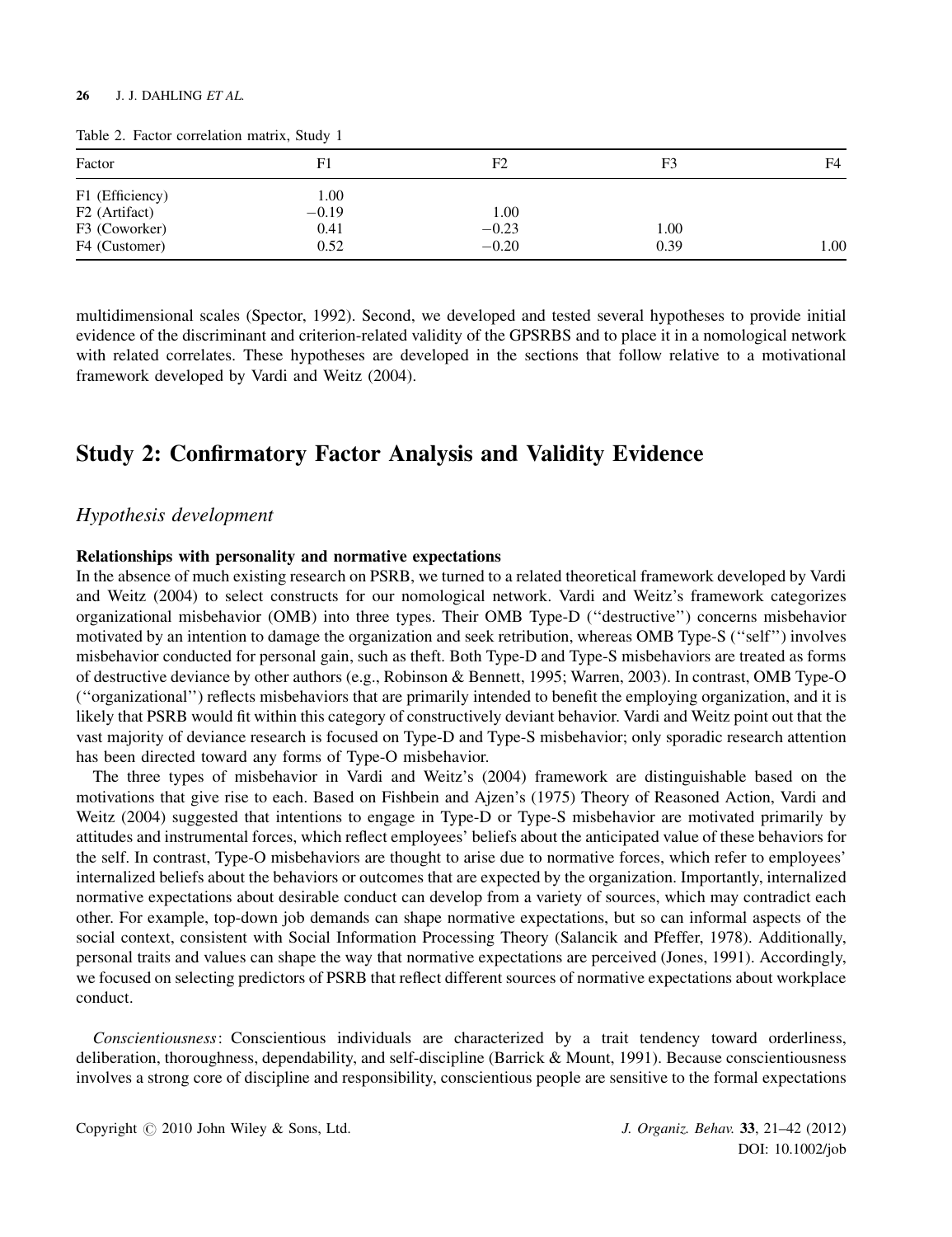Table 2. Factor correlation matrix, Study 1

| Factor | F1 | F2 | F3 | F4 |
|---|---|---|---|---|
| F1 (Efficiency) | 1.00 | | | |
| F2 (Artifact) | −0.19 | 1.00 | | |
| F3 (Coworker) | 0.41 | −0.23 | 1.00 | |
| F4 (Customer) | 0.52 | −0.20 | 0.39 | 1.00 |

multidimensional scales (Spector, 1992). Second, we developed and tested several hypotheses to provide initial evidence of the discriminant and criterion-related validity of the GPSRBS and to place it in a nomological network with related correlates. These hypotheses are developed in the sections that follow relative to a motivational framework developed by Vardi and Weitz (2004).

# Study 2: Confirmatory Factor Analysis and Validity Evidence

## *Hypothesis development*

### Relationships with personality and normative expectations

In the absence of much existing research on PSRB, we turned to a related theoretical framework developed by Vardi and Weitz (2004) to select constructs for our nomological network. Vardi and Weitz's framework categorizes organizational misbehavior (OMB) into three types. Their OMB Type-D (''destructive'') concerns misbehavior motivated by an intention to damage the organization and seek retribution, whereas OMB Type-S (''self'') involves misbehavior conducted for personal gain, such as theft. Both Type-D and Type-S misbehaviors are treated as forms of destructive deviance by other authors (e.g., Robinson & Bennett, 1995; Warren, 2003). In contrast, OMB Type-O (''organizational'') reflects misbehaviors that are primarily intended to benefit the employing organization, and it is likely that PSRB would fit within this category of constructively deviant behavior. Vardi and Weitz point out that the vast majority of deviance research is focused on Type-D and Type-S misbehavior; only sporadic research attention has been directed toward any forms of Type-O misbehavior.

The three types of misbehavior in Vardi and Weitz's (2004) framework are distinguishable based on the motivations that give rise to each. Based on Fishbein and Ajzen's (1975) Theory of Reasoned Action, Vardi and Weitz (2004) suggested that intentions to engage in Type-D or Type-S misbehavior are motivated primarily by attitudes and instrumental forces, which reflect employees' beliefs about the anticipated value of these behaviors for the self. In contrast, Type-O misbehaviors are thought to arise due to normative forces, which refer to employees' internalized beliefs about the behaviors or outcomes that are expected by the organization. Importantly, internalized normative expectations about desirable conduct can develop from a variety of sources, which may contradict each other. For example, top-down job demands can shape normative expectations, but so can informal aspects of the social context, consistent with Social Information Processing Theory (Salancik and Pfeffer, 1978). Additionally, personal traits and values can shape the way that normative expectations are perceived (Jones, 1991). Accordingly, we focused on selecting predictors of PSRB that reflect different sources of normative expectations about workplace conduct.

*Conscientiousness*: Conscientious individuals are characterized by a trait tendency toward orderliness, deliberation, thoroughness, dependability, and self-discipline (Barrick & Mount, 1991). Because conscientiousness involves a strong core of discipline and responsibility, conscientious people are sensitive to the formal expectations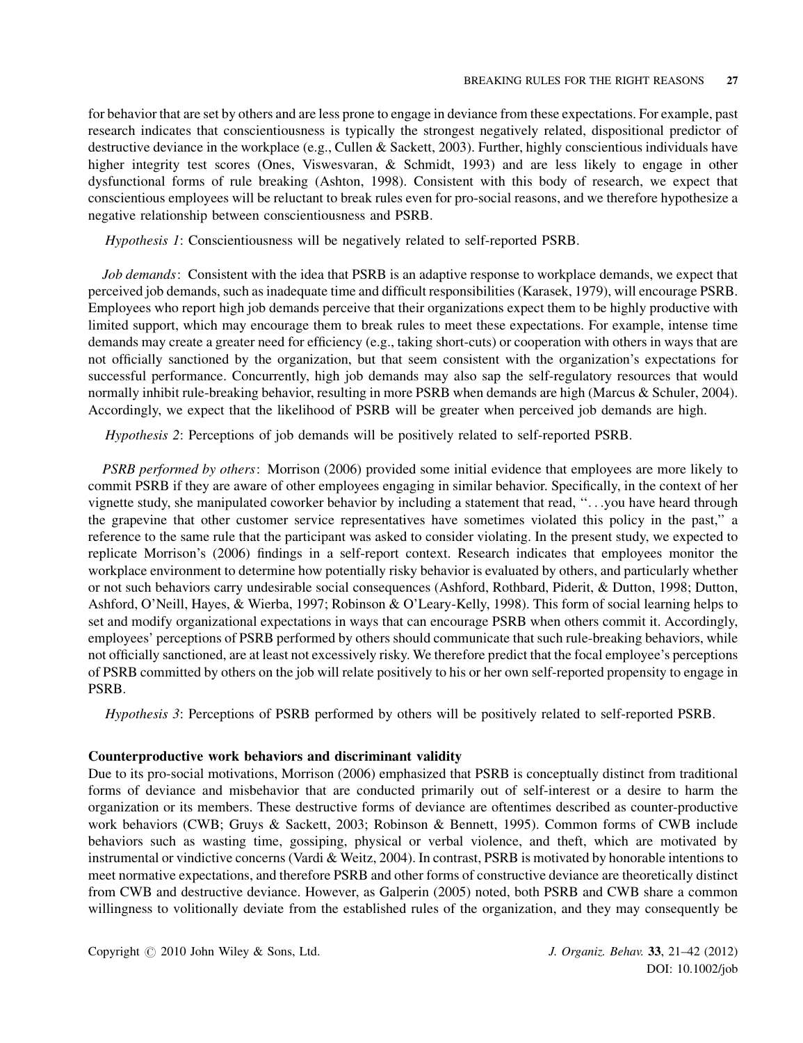for behavior that are set by others and are less prone to engage in deviance from these expectations. For example, past research indicates that conscientiousness is typically the strongest negatively related, dispositional predictor of destructive deviance in the workplace (e.g., Cullen & Sackett, 2003). Further, highly conscientious individuals have higher integrity test scores (Ones, Viswesvaran, & Schmidt, 1993) and are less likely to engage in other dysfunctional forms of rule breaking (Ashton, 1998). Consistent with this body of research, we expect that conscientious employees will be reluctant to break rules even for pro-social reasons, and we therefore hypothesize a negative relationship between conscientiousness and PSRB.

*Hypothesis 1*: Conscientiousness will be negatively related to self-reported PSRB.

*Job demands*: Consistent with the idea that PSRB is an adaptive response to workplace demands, we expect that perceived job demands, such as inadequate time and difficult responsibilities (Karasek, 1979), will encourage PSRB. Employees who report high job demands perceive that their organizations expect them to be highly productive with limited support, which may encourage them to break rules to meet these expectations. For example, intense time demands may create a greater need for efficiency (e.g., taking short-cuts) or cooperation with others in ways that are not officially sanctioned by the organization, but that seem consistent with the organization's expectations for successful performance. Concurrently, high job demands may also sap the self-regulatory resources that would normally inhibit rule-breaking behavior, resulting in more PSRB when demands are high (Marcus & Schuler, 2004). Accordingly, we expect that the likelihood of PSRB will be greater when perceived job demands are high.

*Hypothesis 2*: Perceptions of job demands will be positively related to self-reported PSRB.

*PSRB performed by others*: Morrison (2006) provided some initial evidence that employees are more likely to commit PSRB if they are aware of other employees engaging in similar behavior. Specifically, in the context of her vignette study, she manipulated coworker behavior by including a statement that read, "...you have heard through the grapevine that other customer service representatives have sometimes violated this policy in the past," a reference to the same rule that the participant was asked to consider violating. In the present study, we expected to replicate Morrison's (2006) findings in a self-report context. Research indicates that employees monitor the workplace environment to determine how potentially risky behavior is evaluated by others, and particularly whether or not such behaviors carry undesirable social consequences (Ashford, Rothbard, Piderit, & Dutton, 1998; Dutton, Ashford, O'Neill, Hayes, & Wierba, 1997; Robinson & O'Leary-Kelly, 1998). This form of social learning helps to set and modify organizational expectations in ways that can encourage PSRB when others commit it. Accordingly, employees' perceptions of PSRB performed by others should communicate that such rule-breaking behaviors, while not officially sanctioned, are at least not excessively risky. We therefore predict that the focal employee's perceptions of PSRB committed by others on the job will relate positively to his or her own self-reported propensity to engage in PSRB.

*Hypothesis 3*: Perceptions of PSRB performed by others will be positively related to self-reported PSRB.

### Counterproductive work behaviors and discriminant validity

Due to its pro-social motivations, Morrison (2006) emphasized that PSRB is conceptually distinct from traditional forms of deviance and misbehavior that are conducted primarily out of self-interest or a desire to harm the organization or its members. These destructive forms of deviance are oftentimes described as counter-productive work behaviors (CWB; Gruys & Sackett, 2003; Robinson & Bennett, 1995). Common forms of CWB include behaviors such as wasting time, gossiping, physical or verbal violence, and theft, which are motivated by instrumental or vindictive concerns (Vardi & Weitz, 2004). In contrast, PSRB is motivated by honorable intentions to meet normative expectations, and therefore PSRB and other forms of constructive deviance are theoretically distinct from CWB and destructive deviance. However, as Galperin (2005) noted, both PSRB and CWB share a common willingness to volitionally deviate from the established rules of the organization, and they may consequently be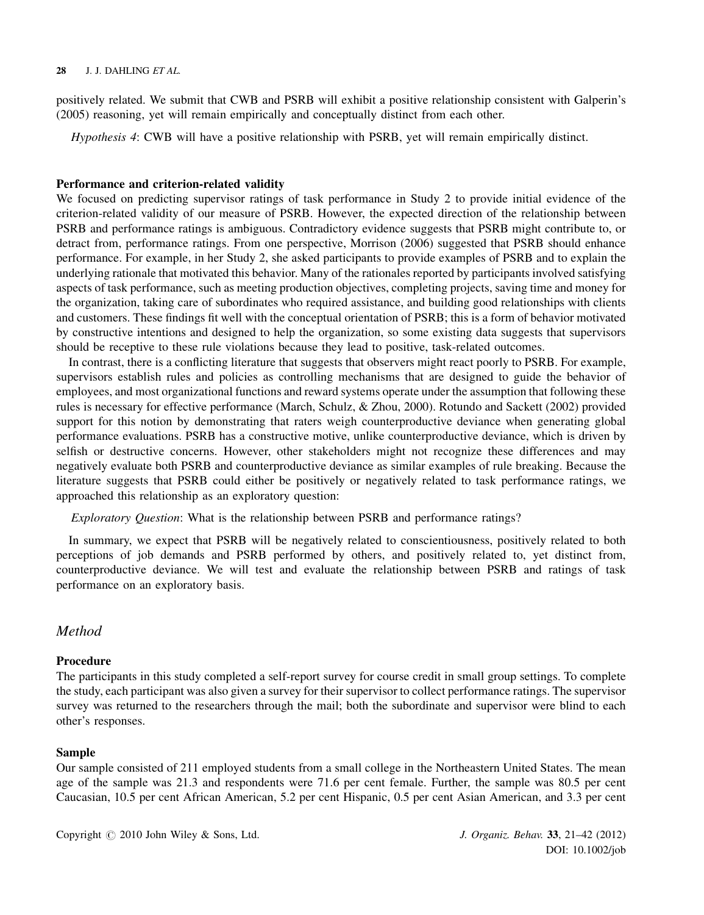positively related. We submit that CWB and PSRB will exhibit a positive relationship consistent with Galperin's (2005) reasoning, yet will remain empirically and conceptually distinct from each other.

*Hypothesis 4*: CWB will have a positive relationship with PSRB, yet will remain empirically distinct.

### Performance and criterion-related validity

We focused on predicting supervisor ratings of task performance in Study 2 to provide initial evidence of the criterion-related validity of our measure of PSRB. However, the expected direction of the relationship between PSRB and performance ratings is ambiguous. Contradictory evidence suggests that PSRB might contribute to, or detract from, performance ratings. From one perspective, Morrison (2006) suggested that PSRB should enhance performance. For example, in her Study 2, she asked participants to provide examples of PSRB and to explain the underlying rationale that motivated this behavior. Many of the rationales reported by participants involved satisfying aspects of task performance, such as meeting production objectives, completing projects, saving time and money for the organization, taking care of subordinates who required assistance, and building good relationships with clients and customers. These findings fit well with the conceptual orientation of PSRB; this is a form of behavior motivated by constructive intentions and designed to help the organization, so some existing data suggests that supervisors should be receptive to these rule violations because they lead to positive, task-related outcomes.

In contrast, there is a conflicting literature that suggests that observers might react poorly to PSRB. For example, supervisors establish rules and policies as controlling mechanisms that are designed to guide the behavior of employees, and most organizational functions and reward systems operate under the assumption that following these rules is necessary for effective performance (March, Schulz, & Zhou, 2000). Rotundo and Sackett (2002) provided support for this notion by demonstrating that raters weigh counterproductive deviance when generating global performance evaluations. PSRB has a constructive motive, unlike counterproductive deviance, which is driven by selfish or destructive concerns. However, other stakeholders might not recognize these differences and may negatively evaluate both PSRB and counterproductive deviance as similar examples of rule breaking. Because the literature suggests that PSRB could either be positively or negatively related to task performance ratings, we approached this relationship as an exploratory question:

*Exploratory Question*: What is the relationship between PSRB and performance ratings?

In summary, we expect that PSRB will be negatively related to conscientiousness, positively related to both perceptions of job demands and PSRB performed by others, and positively related to, yet distinct from, counterproductive deviance. We will test and evaluate the relationship between PSRB and ratings of task performance on an exploratory basis.

## *Method*

### Procedure

The participants in this study completed a self-report survey for course credit in small group settings. To complete the study, each participant was also given a survey for their supervisor to collect performance ratings. The supervisor survey was returned to the researchers through the mail; both the subordinate and supervisor were blind to each other's responses.

### Sample

Our sample consisted of 211 employed students from a small college in the Northeastern United States. The mean age of the sample was 21.3 and respondents were 71.6 per cent female. Further, the sample was 80.5 per cent Caucasian, 10.5 per cent African American, 5.2 per cent Hispanic, 0.5 per cent Asian American, and 3.3 per cent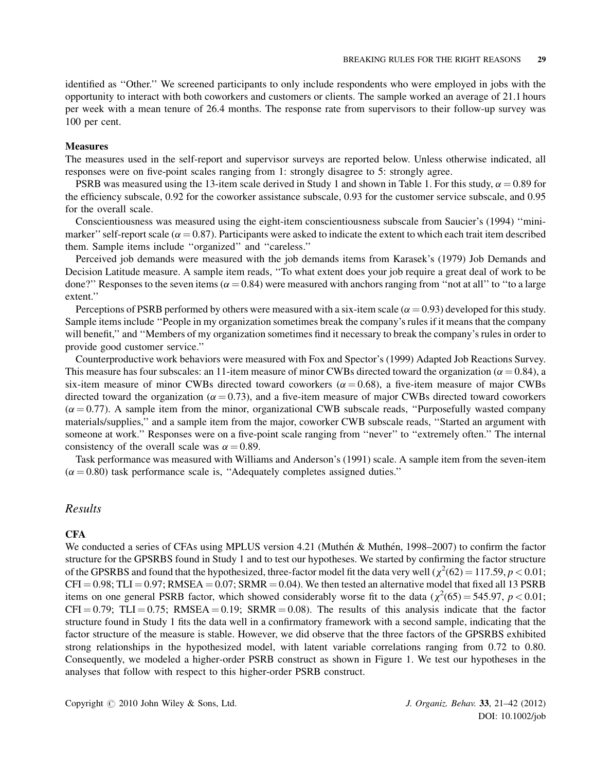identified as ''Other.'' We screened participants to only include respondents who were employed in jobs with the opportunity to interact with both coworkers and customers or clients. The sample worked an average of 21.1 hours per week with a mean tenure of 26.4 months. The response rate from supervisors to their follow-up survey was 100 per cent.

**Measures**

The measures used in the self-report and supervisor surveys are reported below. Unless otherwise indicated, all responses were on five-point scales ranging from 1: strongly disagree to 5: strongly agree.

PSRB was measured using the 13-item scale derived in Study 1 and shown in Table 1. For this study, $\alpha = 0.89$ for the efficiency subscale, 0.92 for the coworker assistance subscale, 0.93 for the customer service subscale, and 0.95 for the overall scale.

Conscientiousness was measured using the eight-item conscientiousness subscale from Saucier's (1994) ''mini-marker'' self-report scale ($\alpha = 0.87$). Participants were asked to indicate the extent to which each trait item described them. Sample items include ''organized'' and ''careless.''

Perceived job demands were measured with the job demands items from Karasek's (1979) Job Demands and Decision Latitude measure. A sample item reads, ''To what extent does your job require a great deal of work to be done?'' Responses to the seven items ($\alpha = 0.84$) were measured with anchors ranging from ''not at all'' to ''to a large extent.''

Perceptions of PSRB performed by others were measured with a six-item scale ($\alpha = 0.93$) developed for this study. Sample items include ''People in my organization sometimes break the company's rules if it means that the company will benefit,'' and ''Members of my organization sometimes find it necessary to break the company's rules in order to provide good customer service.''

Counterproductive work behaviors were measured with Fox and Spector's (1999) Adapted Job Reactions Survey. This measure has four subscales: an 11-item measure of minor CWBs directed toward the organization ($\alpha = 0.84$), a six-item measure of minor CWBs directed toward coworkers ($\alpha = 0.68$), a five-item measure of major CWBs directed toward the organization ($\alpha = 0.73$), and a five-item measure of major CWBs directed toward coworkers ($\alpha = 0.77$). A sample item from the minor, organizational CWB subscale reads, ''Purposefully wasted company materials/supplies,'' and a sample item from the major, coworker CWB subscale reads, ''Started an argument with someone at work.'' Responses were on a five-point scale ranging from ''never'' to ''extremely often.'' The internal consistency of the overall scale was $\alpha = 0.89$.

Task performance was measured with Williams and Anderson's (1991) scale. A sample item from the seven-item ($\alpha = 0.80$) task performance scale is, ''Adequately completes assigned duties.''

## *Results*

**CFA**

We conducted a series of CFAs using MPLUS version 4.21 (Muthén & Muthén, 1998–2007) to confirm the factor structure for the GPSRBS found in Study 1 and to test our hypotheses. We started by confirming the factor structure of the GPSRBS and found that the hypothesized, three-factor model fit the data very well ($\chi^2(62) = 117.59$, $p < 0.01$; CFI = 0.98; TLI = 0.97; RMSEA = 0.07; SRMR = 0.04). We then tested an alternative model that fixed all 13 PSRB items on one general PSRB factor, which showed considerably worse fit to the data ($\chi^2(65) = 545.97$, $p < 0.01$; CFI = 0.79; TLI = 0.75; RMSEA = 0.19; SRMR = 0.08). The results of this analysis indicate that the factor structure found in Study 1 fits the data well in a confirmatory framework with a second sample, indicating that the factor structure of the measure is stable. However, we did observe that the three factors of the GPSRBS exhibited strong relationships in the hypothesized model, with latent variable correlations ranging from 0.72 to 0.80. Consequently, we modeled a higher-order PSRB construct as shown in Figure 1. We test our hypotheses in the analyses that follow with respect to this higher-order PSRB construct.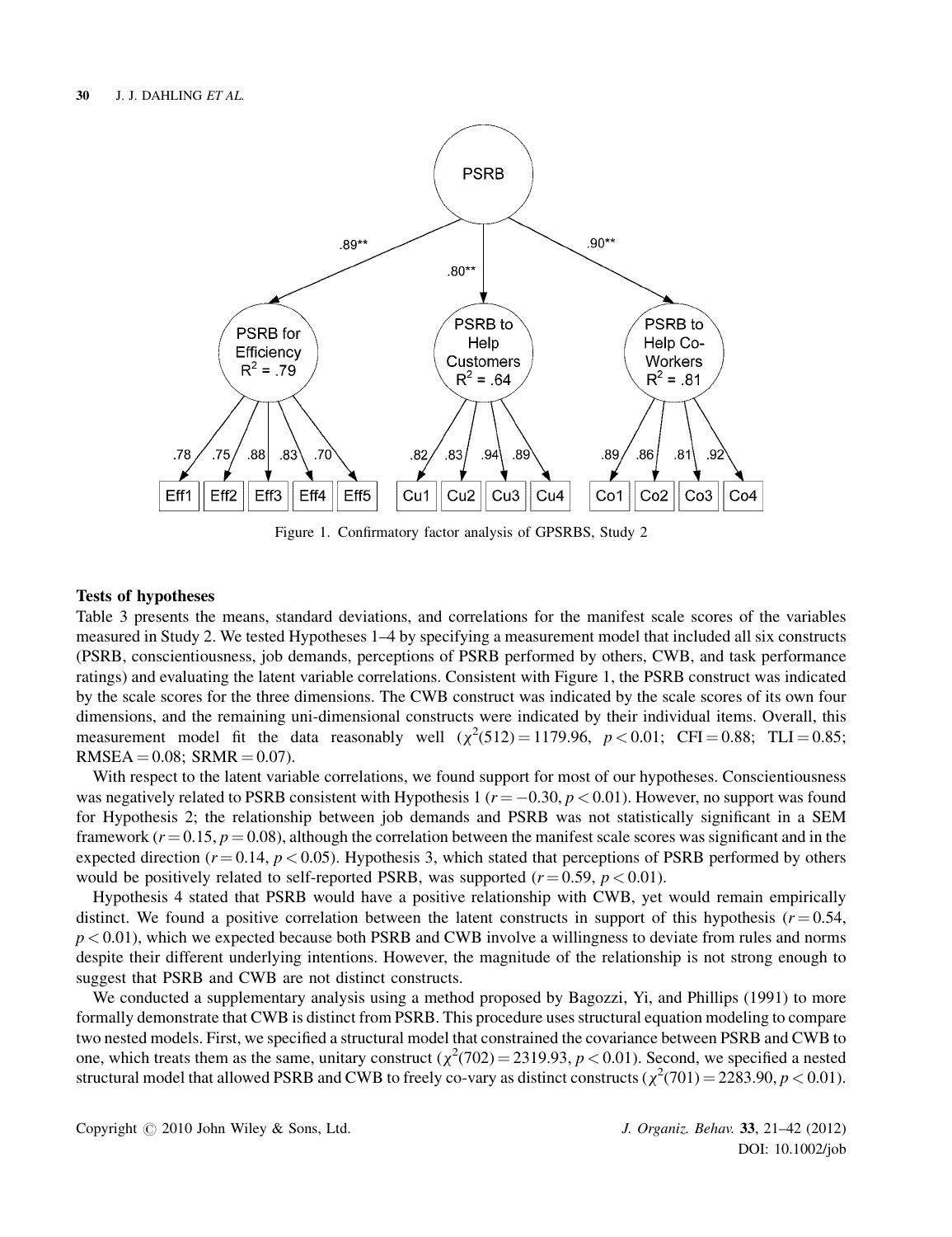Figure 1. Confirmatory factor analysis of GPSRBS, Study 2

### Tests of hypotheses

Table 3 presents the means, standard deviations, and correlations for the manifest scale scores of the variables measured in Study 2. We tested Hypotheses 1–4 by specifying a measurement model that included all six constructs (PSRB, conscientiousness, job demands, perceptions of PSRB performed by others, CWB, and task performance ratings) and evaluating the latent variable correlations. Consistent with Figure 1, the PSRB construct was indicated by the scale scores for the three dimensions. The CWB construct was indicated by the scale scores of its own four dimensions, and the remaining uni-dimensional constructs were indicated by their individual items. Overall, this measurement model fit the data reasonably well ($\chi^2(512) = 1179.96$, $p < 0.01$; CFI = 0.88; TLI = 0.85; RMSEA = 0.08; SRMR = 0.07).

With respect to the latent variable correlations, we found support for most of our hypotheses. Conscientiousness was negatively related to PSRB consistent with Hypothesis 1 ($r = -0.30$, $p < 0.01$). However, no support was found for Hypothesis 2; the relationship between job demands and PSRB was not statistically significant in a SEM framework ($r = 0.15$, $p = 0.08$), although the correlation between the manifest scale scores was significant and in the expected direction ($r = 0.14$, $p < 0.05$). Hypothesis 3, which stated that perceptions of PSRB performed by others would be positively related to self-reported PSRB, was supported ($r = 0.59$, $p < 0.01$).

Hypothesis 4 stated that PSRB would have a positive relationship with CWB, yet would remain empirically distinct. We found a positive correlation between the latent constructs in support of this hypothesis ($r = 0.54$, $p < 0.01$), which we expected because both PSRB and CWB involve a willingness to deviate from rules and norms despite their different underlying intentions. However, the magnitude of the relationship is not strong enough to suggest that PSRB and CWB are not distinct constructs.

We conducted a supplementary analysis using a method proposed by Bagozzi, Yi, and Phillips (1991) to more formally demonstrate that CWB is distinct from PSRB. This procedure uses structural equation modeling to compare two nested models. First, we specified a structural model that constrained the covariance between PSRB and CWB to one, which treats them as the same, unitary construct ($\chi^2(702) = 2319.93$, $p < 0.01$). Second, we specified a nested structural model that allowed PSRB and CWB to freely co-vary as distinct constructs ($\chi^2(701) = 2283.90$, $p < 0.01$).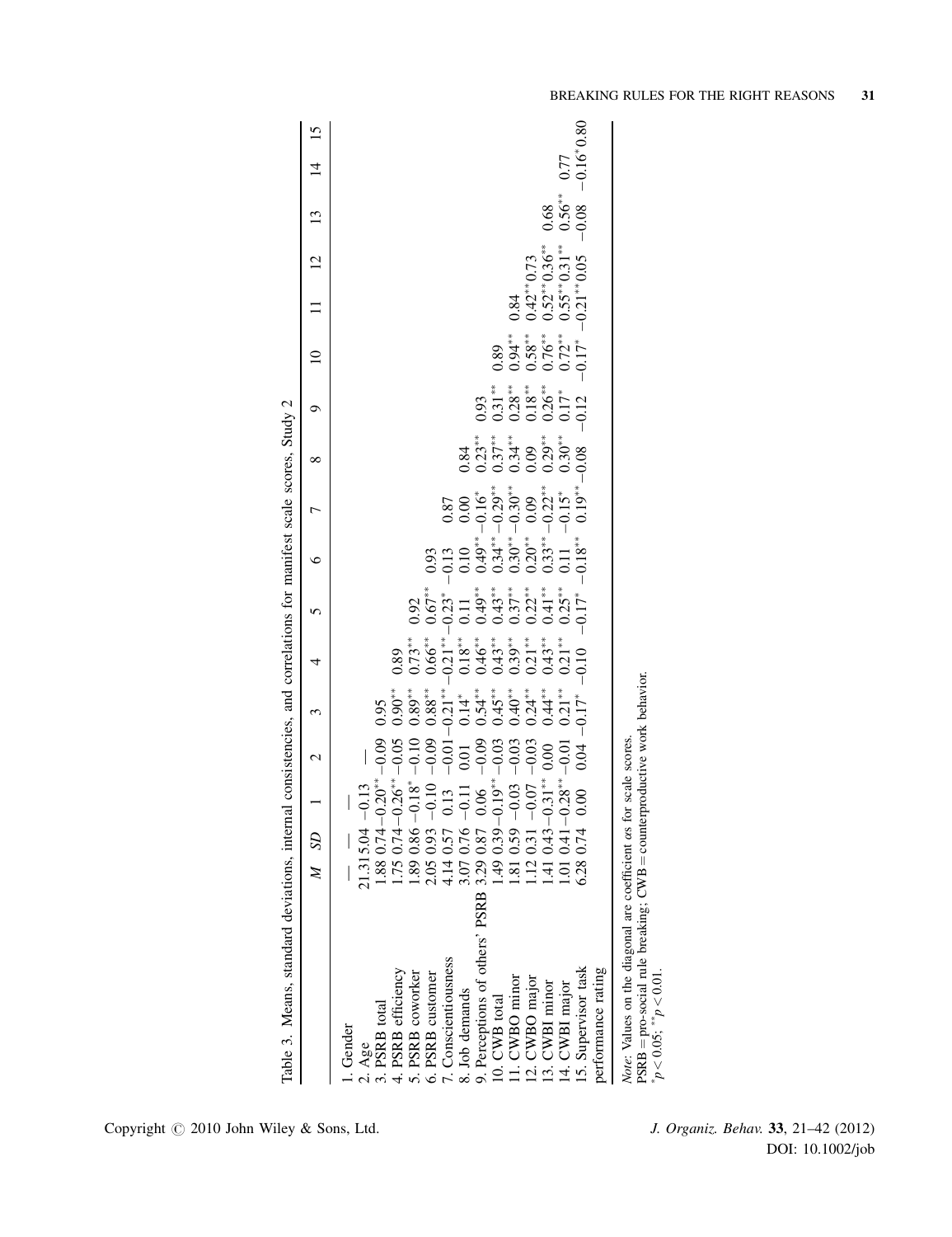Table 3. Means, standard deviations, internal consistencies, and correlations for manifest scale scores, Study 2

| | *M* | *SD* | 1 | 2 | 3 | 4 | 5 | 6 | 7 | 8 | 9 | 10 | 11 | 12 | 13 | 14 | 15 |
|---|---|---|---|---|---|---|---|---|---|---|---|---|---|---|---|---|---|
| 1. Gender | — | — | — | | | | | | | | | | | | | | |
| 2. Age | 21.31 | 5.04 | −0.13 | — | | | | | | | | | | | | | |
| 3. PSRB total | 1.88 | 0.74 | −0.20** | −0.09 | 0.95 | | | | | | | | | | | | |
| 4. PSRB efficiency | 1.75 | 0.74 | −0.26** | −0.05 | 0.90** | 0.89 | | | | | | | | | | | |
| 5. PSRB coworker | 1.89 | 0.86 | −0.18* | −0.10 | 0.89** | 0.73** | 0.92 | | | | | | | | | | |
| 6. PSRB customer | 2.05 | 0.93 | −0.10 | −0.09 | 0.88** | 0.66** | 0.67** | 0.93 | | | | | | | | | |
| 7. Conscientiousness | 4.14 | 0.57 | 0.13 | −0.01 | −0.21** | −0.21** | −0.23* | −0.13 | 0.87 | | | | | | | | |
| 8. Job demands | 3.07 | 0.76 | −0.11 | 0.01 | 0.14* | 0.18** | 0.11 | 0.10 | 0.00 | 0.84 | | | | | | | |
| 9. Perceptions of others' PSRB | 3.29 | 0.87 | 0.06 | −0.09 | 0.54** | 0.46** | 0.49** | 0.49** | −0.16* | 0.23** | 0.93 | | | | | | |
| 10. CWB total | 1.49 | 0.39 | −0.19** | −0.03 | 0.45** | 0.43** | 0.43** | 0.34** | −0.29** | 0.37** | 0.31** | 0.89 | | | | | |
| 11. CWBO minor | 1.81 | 0.59 | −0.03 | −0.03 | 0.40** | 0.39** | 0.37** | 0.30** | −0.30** | 0.34** | 0.28** | 0.94** | 0.84 | | | | |
| 12. CWBO major | 1.12 | 0.31 | −0.07 | −0.03 | 0.24** | 0.21** | 0.22** | 0.20** | 0.09 | 0.09 | 0.18** | 0.58** | 0.42** | 0.73 | | | |
| 13. CWBI minor | 1.41 | 0.43 | −0.31** | 0.00 | 0.44** | 0.43** | 0.41** | 0.33** | −0.22** | 0.29** | 0.26** | 0.76** | 0.52** | 0.36** | 0.68 | | |
| 14. CWBI major | 1.01 | 0.41 | −0.28** | −0.01 | 0.21** | 0.21** | 0.25** | 0.11 | −0.15* | 0.30** | 0.17* | 0.72** | 0.55** | 0.31** | 0.56** | 0.77 | |
| 15. Supervisor task performance rating | 6.28 | 0.74 | 0.00 | 0.04 | −0.17* | −0.10 | −0.17* | −0.18** | 0.19** | −0.08 | −0.12 | −0.17* | −0.21** | 0.05 | −0.08 | −0.16* | 0.80 |

*Note*: Values on the diagonal are coefficient αs for scale scores.
PSRB = pro-social rule breaking; CWB = counterproductive work behavior.
$^{*}p < 0.05$; $^{**}p < 0.01$.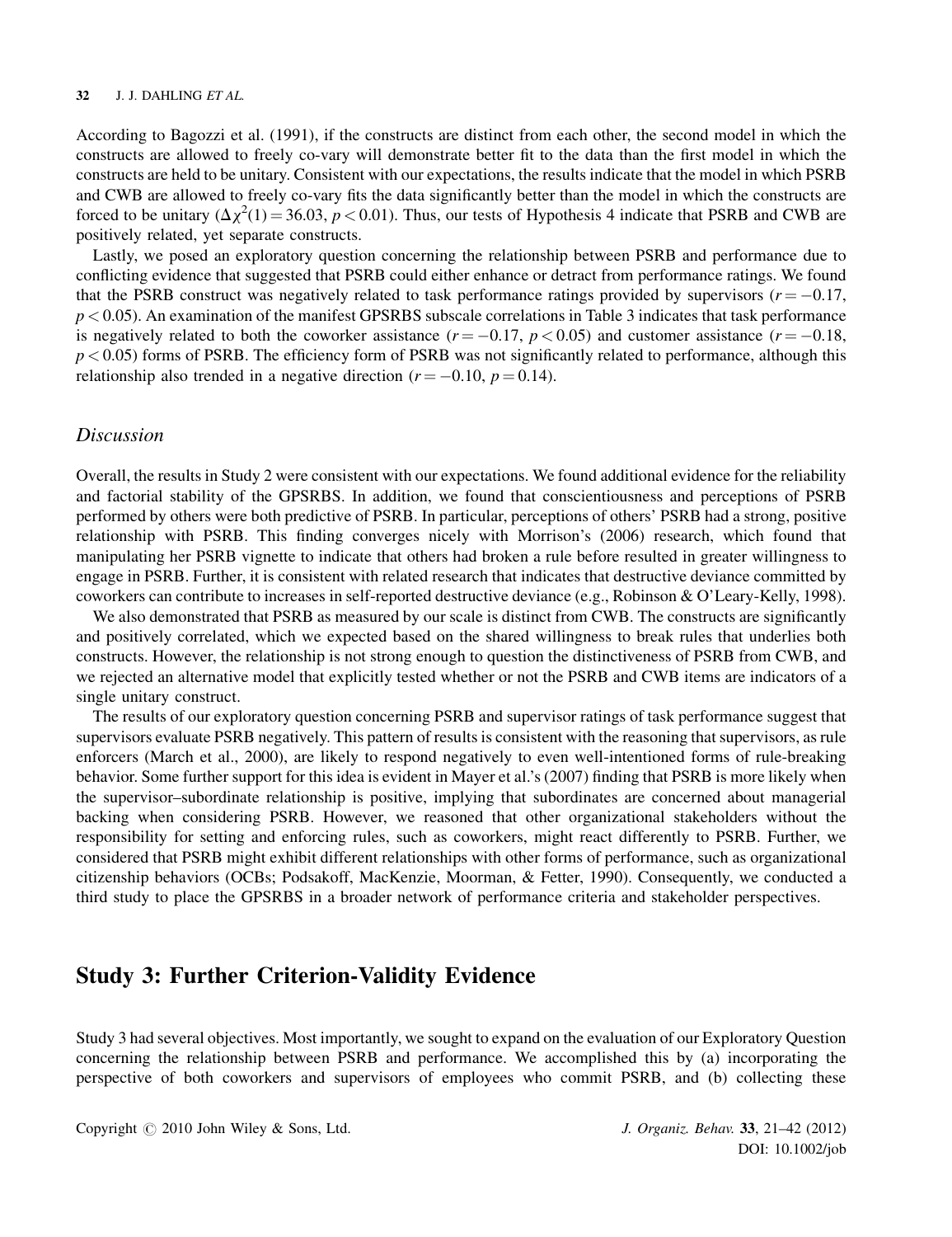According to Bagozzi et al. (1991), if the constructs are distinct from each other, the second model in which the constructs are allowed to freely co-vary will demonstrate better fit to the data than the first model in which the constructs are held to be unitary. Consistent with our expectations, the results indicate that the model in which PSRB and CWB are allowed to freely co-vary fits the data significantly better than the model in which the constructs are forced to be unitary ($\Delta\chi^2(1) = 36.03$, $p < 0.01$). Thus, our tests of Hypothesis 4 indicate that PSRB and CWB are positively related, yet separate constructs.

Lastly, we posed an exploratory question concerning the relationship between PSRB and performance due to conflicting evidence that suggested that PSRB could either enhance or detract from performance ratings. We found that the PSRB construct was negatively related to task performance ratings provided by supervisors ($r = -0.17$, $p < 0.05$). An examination of the manifest GPSRBS subscale correlations in Table 3 indicates that task performance is negatively related to both the coworker assistance ($r = -0.17$, $p < 0.05$) and customer assistance ($r = -0.18$, $p < 0.05$) forms of PSRB. The efficiency form of PSRB was not significantly related to performance, although this relationship also trended in a negative direction ($r = -0.10$, $p = 0.14$).

### *Discussion*

Overall, the results in Study 2 were consistent with our expectations. We found additional evidence for the reliability and factorial stability of the GPSRBS. In addition, we found that conscientiousness and perceptions of PSRB performed by others were both predictive of PSRB. In particular, perceptions of others' PSRB had a strong, positive relationship with PSRB. This finding converges nicely with Morrison's (2006) research, which found that manipulating her PSRB vignette to indicate that others had broken a rule before resulted in greater willingness to engage in PSRB. Further, it is consistent with related research that indicates that destructive deviance committed by coworkers can contribute to increases in self-reported destructive deviance (e.g., Robinson & O'Leary-Kelly, 1998).

We also demonstrated that PSRB as measured by our scale is distinct from CWB. The constructs are significantly and positively correlated, which we expected based on the shared willingness to break rules that underlies both constructs. However, the relationship is not strong enough to question the distinctiveness of PSRB from CWB, and we rejected an alternative model that explicitly tested whether or not the PSRB and CWB items are indicators of a single unitary construct.

The results of our exploratory question concerning PSRB and supervisor ratings of task performance suggest that supervisors evaluate PSRB negatively. This pattern of results is consistent with the reasoning that supervisors, as rule enforcers (March et al., 2000), are likely to respond negatively to even well-intentioned forms of rule-breaking behavior. Some further support for this idea is evident in Mayer et al.'s (2007) finding that PSRB is more likely when the supervisor–subordinate relationship is positive, implying that subordinates are concerned about managerial backing when considering PSRB. However, we reasoned that other organizational stakeholders without the responsibility for setting and enforcing rules, such as coworkers, might react differently to PSRB. Further, we considered that PSRB might exhibit different relationships with other forms of performance, such as organizational citizenship behaviors (OCBs; Podsakoff, MacKenzie, Moorman, & Fetter, 1990). Consequently, we conducted a third study to place the GPSRBS in a broader network of performance criteria and stakeholder perspectives.

## Study 3: Further Criterion-Validity Evidence

Study 3 had several objectives. Most importantly, we sought to expand on the evaluation of our Exploratory Question concerning the relationship between PSRB and performance. We accomplished this by (a) incorporating the perspective of both coworkers and supervisors of employees who commit PSRB, and (b) collecting these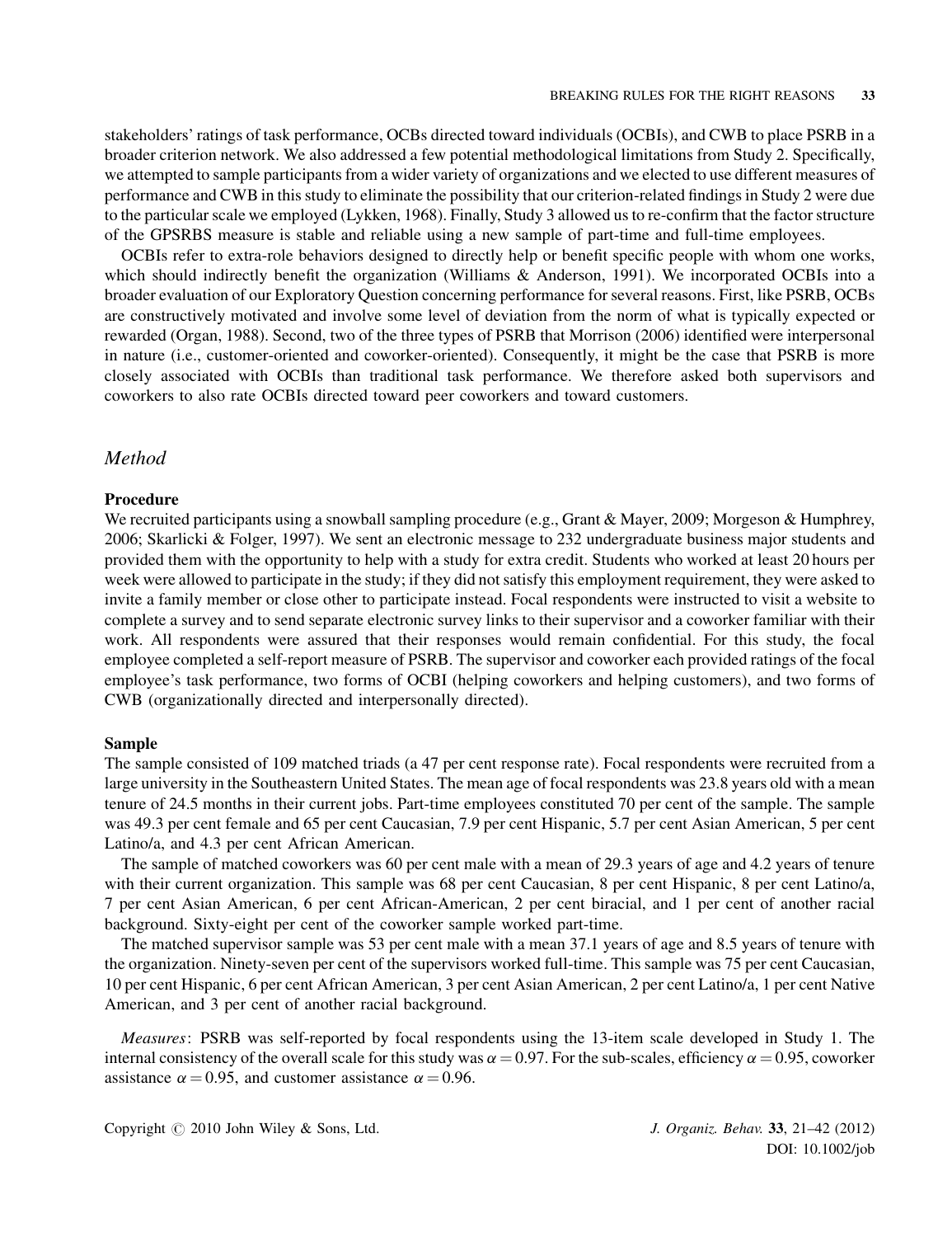stakeholders' ratings of task performance, OCBs directed toward individuals (OCBIs), and CWB to place PSRB in a broader criterion network. We also addressed a few potential methodological limitations from Study 2. Specifically, we attempted to sample participants from a wider variety of organizations and we elected to use different measures of performance and CWB in this study to eliminate the possibility that our criterion-related findings in Study 2 were due to the particular scale we employed (Lykken, 1968). Finally, Study 3 allowed us to re-confirm that the factor structure of the GPSRBS measure is stable and reliable using a new sample of part-time and full-time employees.

OCBIs refer to extra-role behaviors designed to directly help or benefit specific people with whom one works, which should indirectly benefit the organization (Williams & Anderson, 1991). We incorporated OCBIs into a broader evaluation of our Exploratory Question concerning performance for several reasons. First, like PSRB, OCBs are constructively motivated and involve some level of deviation from the norm of what is typically expected or rewarded (Organ, 1988). Second, two of the three types of PSRB that Morrison (2006) identified were interpersonal in nature (i.e., customer-oriented and coworker-oriented). Consequently, it might be the case that PSRB is more closely associated with OCBIs than traditional task performance. We therefore asked both supervisors and coworkers to also rate OCBIs directed toward peer coworkers and toward customers.

## *Method*

### Procedure

We recruited participants using a snowball sampling procedure (e.g., Grant & Mayer, 2009; Morgeson & Humphrey, 2006; Skarlicki & Folger, 1997). We sent an electronic message to 232 undergraduate business major students and provided them with the opportunity to help with a study for extra credit. Students who worked at least 20 hours per week were allowed to participate in the study; if they did not satisfy this employment requirement, they were asked to invite a family member or close other to participate instead. Focal respondents were instructed to visit a website to complete a survey and to send separate electronic survey links to their supervisor and a coworker familiar with their work. All respondents were assured that their responses would remain confidential. For this study, the focal employee completed a self-report measure of PSRB. The supervisor and coworker each provided ratings of the focal employee's task performance, two forms of OCBI (helping coworkers and helping customers), and two forms of CWB (organizationally directed and interpersonally directed).

### Sample

The sample consisted of 109 matched triads (a 47 per cent response rate). Focal respondents were recruited from a large university in the Southeastern United States. The mean age of focal respondents was 23.8 years old with a mean tenure of 24.5 months in their current jobs. Part-time employees constituted 70 per cent of the sample. The sample was 49.3 per cent female and 65 per cent Caucasian, 7.9 per cent Hispanic, 5.7 per cent Asian American, 5 per cent Latino/a, and 4.3 per cent African American.

The sample of matched coworkers was 60 per cent male with a mean of 29.3 years of age and 4.2 years of tenure with their current organization. This sample was 68 per cent Caucasian, 8 per cent Hispanic, 8 per cent Latino/a, 7 per cent Asian American, 6 per cent African-American, 2 per cent biracial, and 1 per cent of another racial background. Sixty-eight per cent of the coworker sample worked part-time.

The matched supervisor sample was 53 per cent male with a mean 37.1 years of age and 8.5 years of tenure with the organization. Ninety-seven per cent of the supervisors worked full-time. This sample was 75 per cent Caucasian, 10 per cent Hispanic, 6 per cent African American, 3 per cent Asian American, 2 per cent Latino/a, 1 per cent Native American, and 3 per cent of another racial background.

*Measures*: PSRB was self-reported by focal respondents using the 13-item scale developed in Study 1. The internal consistency of the overall scale for this study was $\alpha = 0.97$. For the sub-scales, efficiency $\alpha = 0.95$, coworker assistance $\alpha = 0.95$, and customer assistance $\alpha = 0.96$.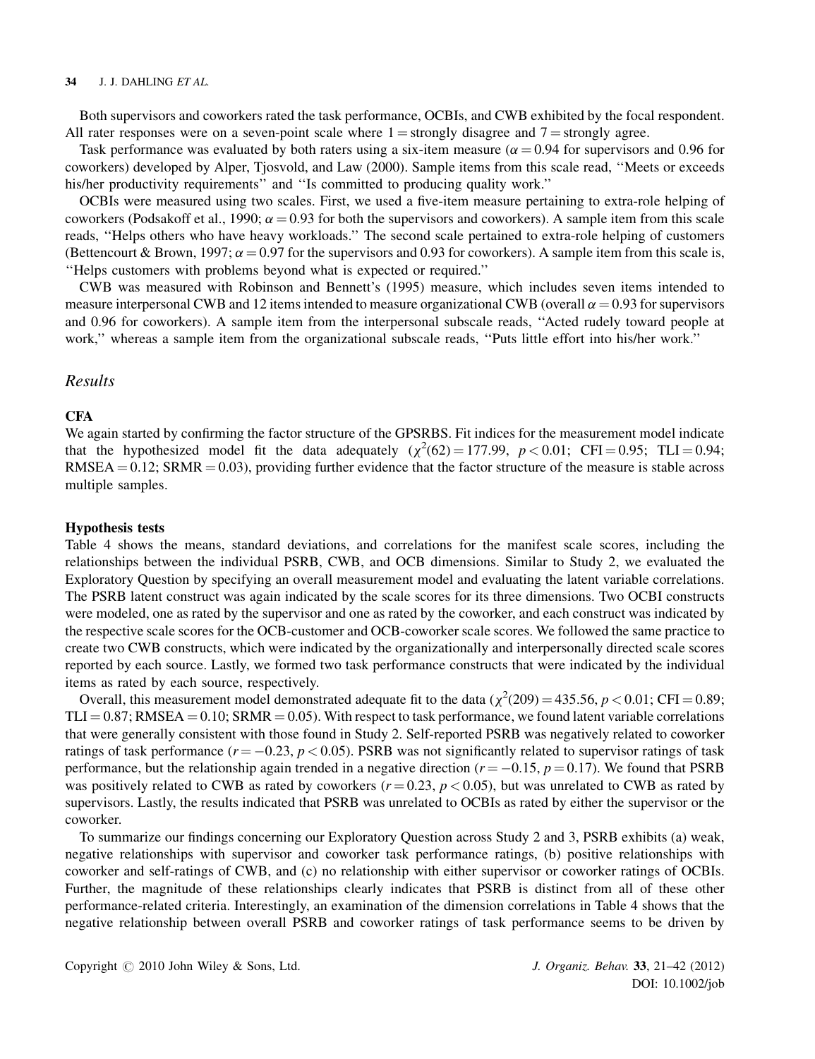Both supervisors and coworkers rated the task performance, OCBIs, and CWB exhibited by the focal respondent. All rater responses were on a seven-point scale where 1 = strongly disagree and 7 = strongly agree.

Task performance was evaluated by both raters using a six-item measure ($\alpha = 0.94$ for supervisors and 0.96 for coworkers) developed by Alper, Tjosvold, and Law (2000). Sample items from this scale read, ''Meets or exceeds his/her productivity requirements'' and ''Is committed to producing quality work.''

OCBIs were measured using two scales. First, we used a five-item measure pertaining to extra-role helping of coworkers (Podsakoff et al., 1990; $\alpha = 0.93$ for both the supervisors and coworkers). A sample item from this scale reads, ''Helps others who have heavy workloads.'' The second scale pertained to extra-role helping of customers (Bettencourt & Brown, 1997; $\alpha = 0.97$ for the supervisors and 0.93 for coworkers). A sample item from this scale is, ''Helps customers with problems beyond what is expected or required.''

CWB was measured with Robinson and Bennett's (1995) measure, which includes seven items intended to measure interpersonal CWB and 12 items intended to measure organizational CWB (overall $\alpha = 0.93$ for supervisors and 0.96 for coworkers). A sample item from the interpersonal subscale reads, ''Acted rudely toward people at work,'' whereas a sample item from the organizational subscale reads, ''Puts little effort into his/her work.''

## *Results*

### CFA

We again started by confirming the factor structure of the GPSRBS. Fit indices for the measurement model indicate that the hypothesized model fit the data adequately ($\chi^2(62) = 177.99$, $p < 0.01$; CFI = 0.95; TLI = 0.94; RMSEA = 0.12; SRMR = 0.03), providing further evidence that the factor structure of the measure is stable across multiple samples.

### Hypothesis tests

Table 4 shows the means, standard deviations, and correlations for the manifest scale scores, including the relationships between the individual PSRB, CWB, and OCB dimensions. Similar to Study 2, we evaluated the Exploratory Question by specifying an overall measurement model and evaluating the latent variable correlations. The PSRB latent construct was again indicated by the scale scores for its three dimensions. Two OCBI constructs were modeled, one as rated by the supervisor and one as rated by the coworker, and each construct was indicated by the respective scale scores for the OCB-customer and OCB-coworker scale scores. We followed the same practice to create two CWB constructs, which were indicated by the organizationally and interpersonally directed scale scores reported by each source. Lastly, we formed two task performance constructs that were indicated by the individual items as rated by each source, respectively.

Overall, this measurement model demonstrated adequate fit to the data ($\chi^2(209) = 435.56$, $p < 0.01$; CFI = 0.89; TLI = 0.87; RMSEA = 0.10; SRMR = 0.05). With respect to task performance, we found latent variable correlations that were generally consistent with those found in Study 2. Self-reported PSRB was negatively related to coworker ratings of task performance ($r = -0.23$, $p < 0.05$). PSRB was not significantly related to supervisor ratings of task performance, but the relationship again trended in a negative direction ($r = -0.15$, $p = 0.17$). We found that PSRB was positively related to CWB as rated by coworkers ($r = 0.23$, $p < 0.05$), but was unrelated to CWB as rated by supervisors. Lastly, the results indicated that PSRB was unrelated to OCBIs as rated by either the supervisor or the coworker.

To summarize our findings concerning our Exploratory Question across Study 2 and 3, PSRB exhibits (a) weak, negative relationships with supervisor and coworker task performance ratings, (b) positive relationships with coworker and self-ratings of CWB, and (c) no relationship with either supervisor or coworker ratings of OCBIs. Further, the magnitude of these relationships clearly indicates that PSRB is distinct from all of these other performance-related criteria. Interestingly, an examination of the dimension correlations in Table 4 shows that the negative relationship between overall PSRB and coworker ratings of task performance seems to be driven by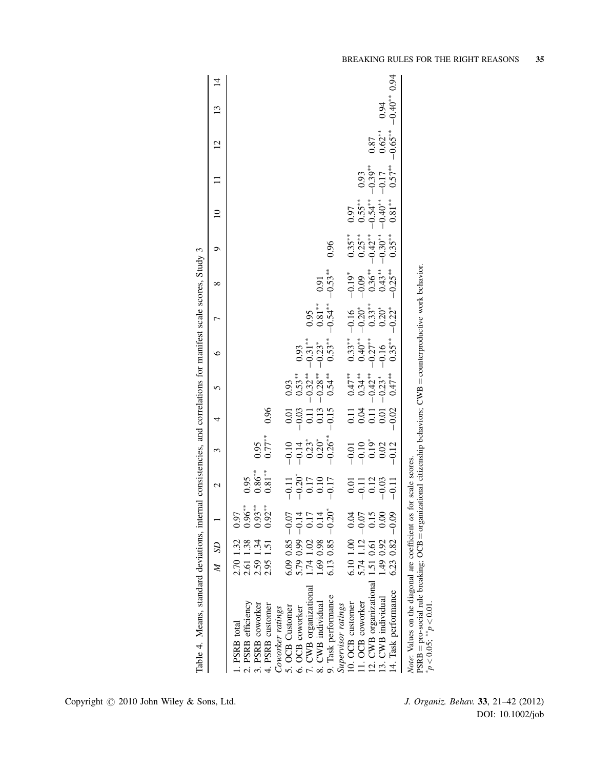Table 4. Means, standard deviations, internal consistencies, and correlations for manifest scale scores, Study 3

| | *M* | *SD* | 1 | 2 | 3 | 4 | 5 | 6 | 7 | 8 | 9 | 10 | 11 | 12 | 13 | 14 |
|---|---|---|---|---|---|---|---|---|---|---|---|---|---|---|---|---|
| 1. PSRB total | 2.70 | 1.32 | 0.97 | | | | | | | | | | | | | |
| 2. PSRB efficiency | 2.61 | 1.38 | 0.96** | 0.95 | | | | | | | | | | | | |
| 3. PSRB coworker | 2.59 | 1.34 | 0.93** | 0.86** | 0.95 | | | | | | | | | | | |
| 4. PSRB customer | 2.95 | 1.51 | 0.92** | 0.81** | 0.77** | 0.96 | | | | | | | | | | |
| *Coworker ratings* | | | | | | | | | | | | | | | | |
| 5. OCB Customer | 6.09 | 0.85 | −0.07 | −0.11 | −0.10 | 0.01 | 0.93 | | | | | | | | | |
| 6. OCB coworker | 5.79 | 0.99 | −0.14 | −0.20* | −0.14 | −0.03 | 0.53** | 0.93 | | | | | | | | |
| 7. CWB organizational | 1.74 | 1.02 | 0.17 | 0.17 | 0.23* | 0.11 | −0.32** | −0.31** | 0.95 | | | | | | | |
| 8. CWB individual | 1.69 | 0.98 | 0.14 | 0.10 | 0.20* | 0.13 | −0.28** | −0.23* | 0.81** | 0.91 | | | | | | |
| 9. Task performance | 6.13 | 0.85 | −0.20* | −0.17 | −0.26** | −0.15 | 0.54** | 0.53** | −0.54** | −0.53** | 0.96 | | | | | |
| *Supervisor ratings* | | | | | | | | | | | | | | | | |
| 10. OCB customer | 6.10 | 1.00 | 0.04 | 0.01 | −0.01 | 0.11 | 0.47** | 0.33** | −0.16 | −0.19* | 0.35** | 0.97 | | | | |
| 11. OCB coworker | 5.74 | 1.12 | −0.07 | −0.11 | −0.10 | 0.04 | 0.34** | 0.40** | −0.20* | −0.09 | 0.25** | 0.55** | 0.93 | | | |
| 12. CWB organizational | 1.51 | 0.61 | 0.15 | 0.12 | 0.19* | 0.11 | −0.42** | −0.27** | 0.33** | 0.36** | −0.42** | −0.54** | −0.39** | 0.87 | | |
| 13. CWB individual | 1.49 | 0.92 | 0.00 | −0.03 | 0.02 | 0.01 | −0.23* | −0.16 | 0.20* | 0.43** | −0.30** | −0.40** | −0.17 | 0.62** | 0.94 | |
| 14. Task performance | 6.23 | 0.82 | −0.09 | −0.11 | −0.12 | −0.02 | 0.47** | 0.35** | −0.22* | −0.25** | 0.35** | 0.81** | 0.57** | −0.65** | −0.40** | 0.94 |

*Note*: Values on the diagonal are coefficient αs for scale scores.
PSRB = pro-social rule breaking; OCB = organizational citizenship behaviors; CWB = counterproductive work behavior.
*$p < 0.05$; **$p < 0.01$.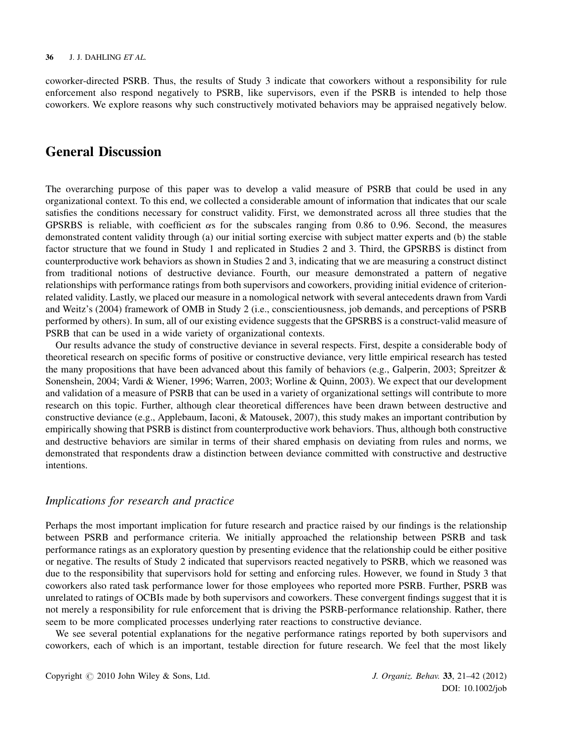coworker-directed PSRB. Thus, the results of Study 3 indicate that coworkers without a responsibility for rule enforcement also respond negatively to PSRB, like supervisors, even if the PSRB is intended to help those coworkers. We explore reasons why such constructively motivated behaviors may be appraised negatively below.

# General Discussion

The overarching purpose of this paper was to develop a valid measure of PSRB that could be used in any organizational context. To this end, we collected a considerable amount of information that indicates that our scale satisfies the conditions necessary for construct validity. First, we demonstrated across all three studies that the GPSRBS is reliable, with coefficient $\alpha$s for the subscales ranging from 0.86 to 0.96. Second, the measures demonstrated content validity through (a) our initial sorting exercise with subject matter experts and (b) the stable factor structure that we found in Study 1 and replicated in Studies 2 and 3. Third, the GPSRBS is distinct from counterproductive work behaviors as shown in Studies 2 and 3, indicating that we are measuring a construct distinct from traditional notions of destructive deviance. Fourth, our measure demonstrated a pattern of negative relationships with performance ratings from both supervisors and coworkers, providing initial evidence of criterion-related validity. Lastly, we placed our measure in a nomological network with several antecedents drawn from Vardi and Weitz's (2004) framework of OMB in Study 2 (i.e., conscientiousness, job demands, and perceptions of PSRB performed by others). In sum, all of our existing evidence suggests that the GPSRBS is a construct-valid measure of PSRB that can be used in a wide variety of organizational contexts.

Our results advance the study of constructive deviance in several respects. First, despite a considerable body of theoretical research on specific forms of positive or constructive deviance, very little empirical research has tested the many propositions that have been advanced about this family of behaviors (e.g., Galperin, 2003; Spreitzer & Sonenshein, 2004; Vardi & Wiener, 1996; Warren, 2003; Worline & Quinn, 2003). We expect that our development and validation of a measure of PSRB that can be used in a variety of organizational settings will contribute to more research on this topic. Further, although clear theoretical differences have been drawn between destructive and constructive deviance (e.g., Applebaum, Iaconi, & Matousek, 2007), this study makes an important contribution by empirically showing that PSRB is distinct from counterproductive work behaviors. Thus, although both constructive and destructive behaviors are similar in terms of their shared emphasis on deviating from rules and norms, we demonstrated that respondents draw a distinction between deviance committed with constructive and destructive intentions.

## *Implications for research and practice*

Perhaps the most important implication for future research and practice raised by our findings is the relationship between PSRB and performance criteria. We initially approached the relationship between PSRB and task performance ratings as an exploratory question by presenting evidence that the relationship could be either positive or negative. The results of Study 2 indicated that supervisors reacted negatively to PSRB, which we reasoned was due to the responsibility that supervisors hold for setting and enforcing rules. However, we found in Study 3 that coworkers also rated task performance lower for those employees who reported more PSRB. Further, PSRB was unrelated to ratings of OCBIs made by both supervisors and coworkers. These convergent findings suggest that it is not merely a responsibility for rule enforcement that is driving the PSRB-performance relationship. Rather, there seem to be more complicated processes underlying rater reactions to constructive deviance.

We see several potential explanations for the negative performance ratings reported by both supervisors and coworkers, each of which is an important, testable direction for future research. We feel that the most likely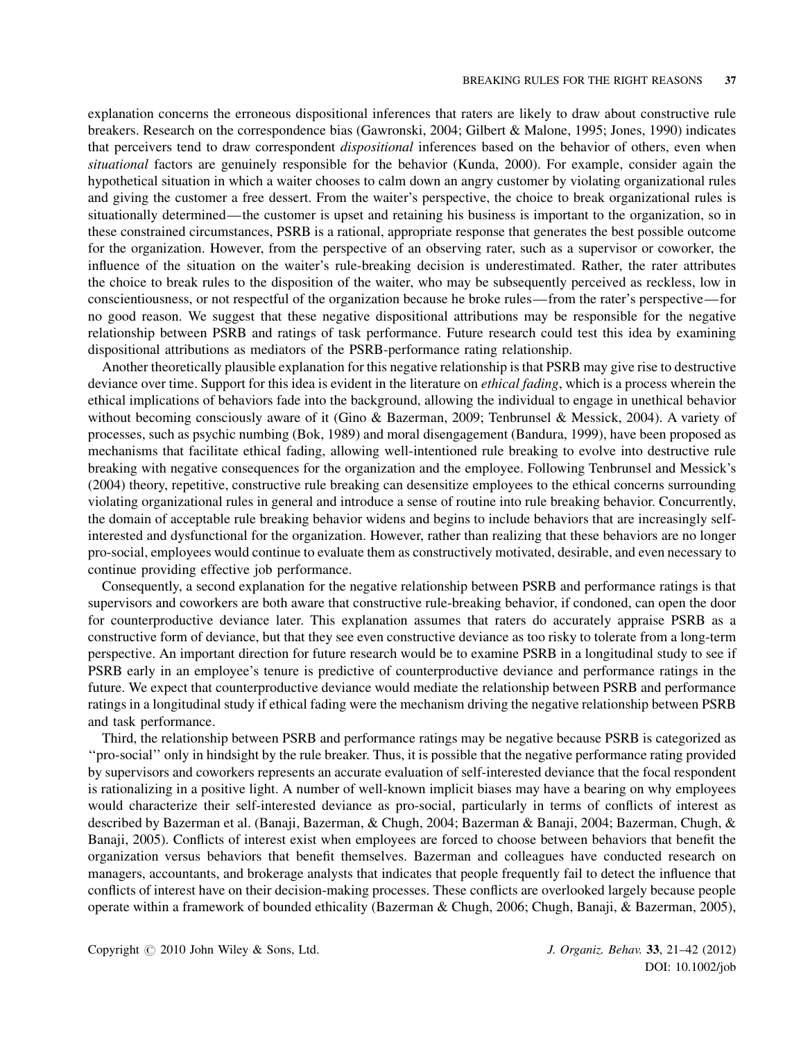explanation concerns the erroneous dispositional inferences that raters are likely to draw about constructive rule breakers. Research on the correspondence bias (Gawronski, 2004; Gilbert & Malone, 1995; Jones, 1990) indicates that perceivers tend to draw correspondent *dispositional* inferences based on the behavior of others, even when *situational* factors are genuinely responsible for the behavior (Kunda, 2000). For example, consider again the hypothetical situation in which a waiter chooses to calm down an angry customer by violating organizational rules and giving the customer a free dessert. From the waiter's perspective, the choice to break organizational rules is situationally determined—the customer is upset and retaining his business is important to the organization, so in these constrained circumstances, PSRB is a rational, appropriate response that generates the best possible outcome for the organization. However, from the perspective of an observing rater, such as a supervisor or coworker, the influence of the situation on the waiter's rule-breaking decision is underestimated. Rather, the rater attributes the choice to break rules to the disposition of the waiter, who may be subsequently perceived as reckless, low in conscientiousness, or not respectful of the organization because he broke rules—from the rater's perspective—for no good reason. We suggest that these negative dispositional attributions may be responsible for the negative relationship between PSRB and ratings of task performance. Future research could test this idea by examining dispositional attributions as mediators of the PSRB-performance rating relationship.

Another theoretically plausible explanation for this negative relationship is that PSRB may give rise to destructive deviance over time. Support for this idea is evident in the literature on *ethical fading*, which is a process wherein the ethical implications of behaviors fade into the background, allowing the individual to engage in unethical behavior without becoming consciously aware of it (Gino & Bazerman, 2009; Tenbrunsel & Messick, 2004). A variety of processes, such as psychic numbing (Bok, 1989) and moral disengagement (Bandura, 1999), have been proposed as mechanisms that facilitate ethical fading, allowing well-intentioned rule breaking to evolve into destructive rule breaking with negative consequences for the organization and the employee. Following Tenbrunsel and Messick's (2004) theory, repetitive, constructive rule breaking can desensitize employees to the ethical concerns surrounding violating organizational rules in general and introduce a sense of routine into rule breaking behavior. Concurrently, the domain of acceptable rule breaking behavior widens and begins to include behaviors that are increasingly self-interested and dysfunctional for the organization. However, rather than realizing that these behaviors are no longer pro-social, employees would continue to evaluate them as constructively motivated, desirable, and even necessary to continue providing effective job performance.

Consequently, a second explanation for the negative relationship between PSRB and performance ratings is that supervisors and coworkers are both aware that constructive rule-breaking behavior, if condoned, can open the door for counterproductive deviance later. This explanation assumes that raters do accurately appraise PSRB as a constructive form of deviance, but that they see even constructive deviance as too risky to tolerate from a long-term perspective. An important direction for future research would be to examine PSRB in a longitudinal study to see if PSRB early in an employee's tenure is predictive of counterproductive deviance and performance ratings in the future. We expect that counterproductive deviance would mediate the relationship between PSRB and performance ratings in a longitudinal study if ethical fading were the mechanism driving the negative relationship between PSRB and task performance.

Third, the relationship between PSRB and performance ratings may be negative because PSRB is categorized as "pro-social" only in hindsight by the rule breaker. Thus, it is possible that the negative performance rating provided by supervisors and coworkers represents an accurate evaluation of self-interested deviance that the focal respondent is rationalizing in a positive light. A number of well-known implicit biases may have a bearing on why employees would characterize their self-interested deviance as pro-social, particularly in terms of conflicts of interest as described by Bazerman et al. (Banaji, Bazerman, & Chugh, 2004; Bazerman & Banaji, 2004; Bazerman, Chugh, & Banaji, 2005). Conflicts of interest exist when employees are forced to choose between behaviors that benefit the organization versus behaviors that benefit themselves. Bazerman and colleagues have conducted research on managers, accountants, and brokerage analysts that indicates that people frequently fail to detect the influence that conflicts of interest have on their decision-making processes. These conflicts are overlooked largely because people operate within a framework of bounded ethicality (Bazerman & Chugh, 2006; Chugh, Banaji, & Bazerman, 2005),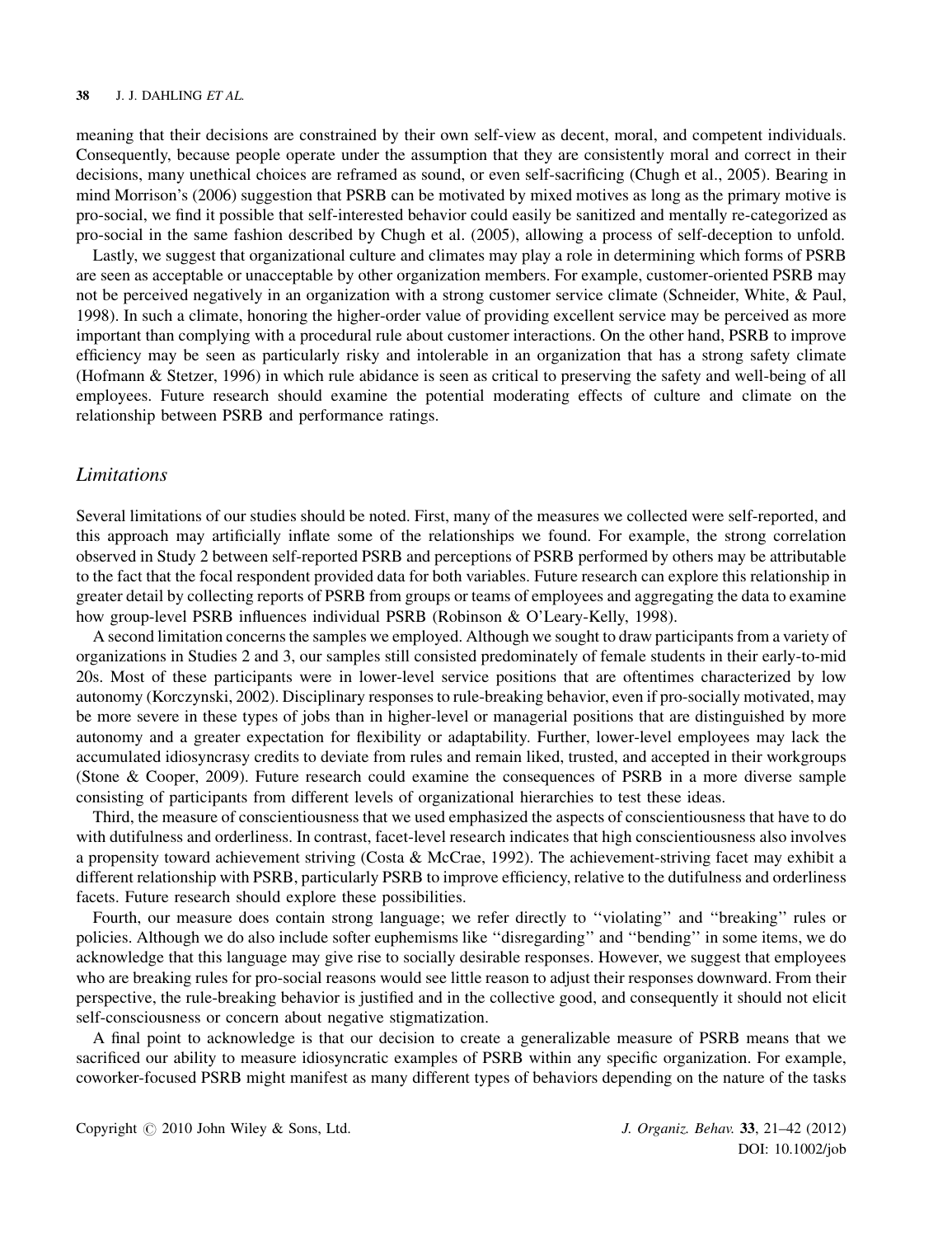meaning that their decisions are constrained by their own self-view as decent, moral, and competent individuals. Consequently, because people operate under the assumption that they are consistently moral and correct in their decisions, many unethical choices are reframed as sound, or even self-sacrificing (Chugh et al., 2005). Bearing in mind Morrison's (2006) suggestion that PSRB can be motivated by mixed motives as long as the primary motive is pro-social, we find it possible that self-interested behavior could easily be sanitized and mentally re-categorized as pro-social in the same fashion described by Chugh et al. (2005), allowing a process of self-deception to unfold.

Lastly, we suggest that organizational culture and climates may play a role in determining which forms of PSRB are seen as acceptable or unacceptable by other organization members. For example, customer-oriented PSRB may not be perceived negatively in an organization with a strong customer service climate (Schneider, White, & Paul, 1998). In such a climate, honoring the higher-order value of providing excellent service may be perceived as more important than complying with a procedural rule about customer interactions. On the other hand, PSRB to improve efficiency may be seen as particularly risky and intolerable in an organization that has a strong safety climate (Hofmann & Stetzer, 1996) in which rule abidance is seen as critical to preserving the safety and well-being of all employees. Future research should examine the potential moderating effects of culture and climate on the relationship between PSRB and performance ratings.

## *Limitations*

Several limitations of our studies should be noted. First, many of the measures we collected were self-reported, and this approach may artificially inflate some of the relationships we found. For example, the strong correlation observed in Study 2 between self-reported PSRB and perceptions of PSRB performed by others may be attributable to the fact that the focal respondent provided data for both variables. Future research can explore this relationship in greater detail by collecting reports of PSRB from groups or teams of employees and aggregating the data to examine how group-level PSRB influences individual PSRB (Robinson & O'Leary-Kelly, 1998).

A second limitation concerns the samples we employed. Although we sought to draw participants from a variety of organizations in Studies 2 and 3, our samples still consisted predominately of female students in their early-to-mid 20s. Most of these participants were in lower-level service positions that are oftentimes characterized by low autonomy (Korczynski, 2002). Disciplinary responses to rule-breaking behavior, even if pro-socially motivated, may be more severe in these types of jobs than in higher-level or managerial positions that are distinguished by more autonomy and a greater expectation for flexibility or adaptability. Further, lower-level employees may lack the accumulated idiosyncrasy credits to deviate from rules and remain liked, trusted, and accepted in their workgroups (Stone & Cooper, 2009). Future research could examine the consequences of PSRB in a more diverse sample consisting of participants from different levels of organizational hierarchies to test these ideas.

Third, the measure of conscientiousness that we used emphasized the aspects of conscientiousness that have to do with dutifulness and orderliness. In contrast, facet-level research indicates that high conscientiousness also involves a propensity toward achievement striving (Costa & McCrae, 1992). The achievement-striving facet may exhibit a different relationship with PSRB, particularly PSRB to improve efficiency, relative to the dutifulness and orderliness facets. Future research should explore these possibilities.

Fourth, our measure does contain strong language; we refer directly to ''violating'' and ''breaking'' rules or policies. Although we do also include softer euphemisms like ''disregarding'' and ''bending'' in some items, we do acknowledge that this language may give rise to socially desirable responses. However, we suggest that employees who are breaking rules for pro-social reasons would see little reason to adjust their responses downward. From their perspective, the rule-breaking behavior is justified and in the collective good, and consequently it should not elicit self-consciousness or concern about negative stigmatization.

A final point to acknowledge is that our decision to create a generalizable measure of PSRB means that we sacrificed our ability to measure idiosyncratic examples of PSRB within any specific organization. For example, coworker-focused PSRB might manifest as many different types of behaviors depending on the nature of the tasks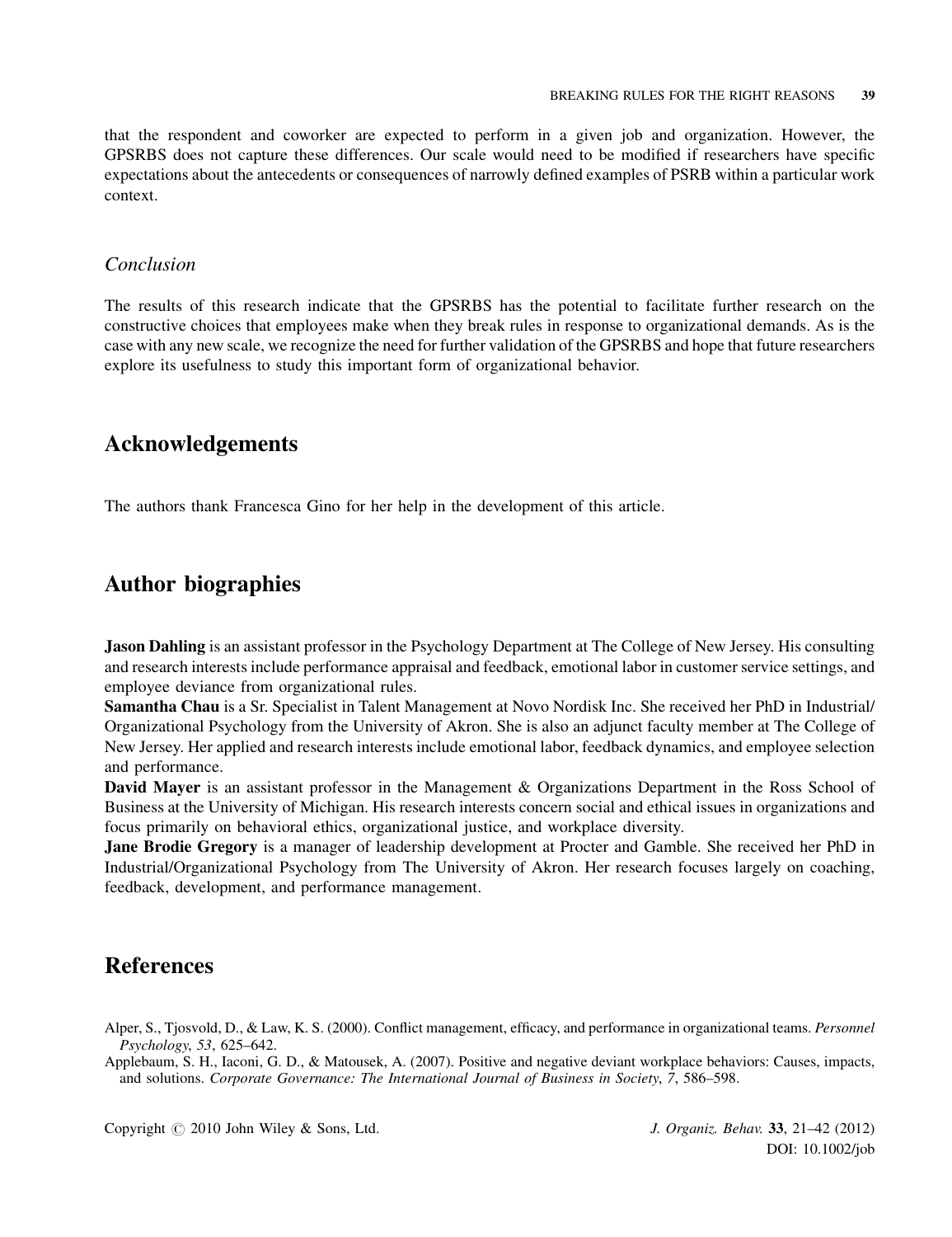that the respondent and coworker are expected to perform in a given job and organization. However, the GPSRBS does not capture these differences. Our scale would need to be modified if researchers have specific expectations about the antecedents or consequences of narrowly defined examples of PSRB within a particular work context.

### *Conclusion*

The results of this research indicate that the GPSRBS has the potential to facilitate further research on the constructive choices that employees make when they break rules in response to organizational demands. As is the case with any new scale, we recognize the need for further validation of the GPSRBS and hope that future researchers explore its usefulness to study this important form of organizational behavior.

## Acknowledgements

The authors thank Francesca Gino for her help in the development of this article.

## Author biographies

**Jason Dahling** is an assistant professor in the Psychology Department at The College of New Jersey. His consulting and research interests include performance appraisal and feedback, emotional labor in customer service settings, and employee deviance from organizational rules.

**Samantha Chau** is a Sr. Specialist in Talent Management at Novo Nordisk Inc. She received her PhD in Industrial/Organizational Psychology from the University of Akron. She is also an adjunct faculty member at The College of New Jersey. Her applied and research interests include emotional labor, feedback dynamics, and employee selection and performance.

**David Mayer** is an assistant professor in the Management & Organizations Department in the Ross School of Business at the University of Michigan. His research interests concern social and ethical issues in organizations and focus primarily on behavioral ethics, organizational justice, and workplace diversity.

**Jane Brodie Gregory** is a manager of leadership development at Procter and Gamble. She received her PhD in Industrial/Organizational Psychology from The University of Akron. Her research focuses largely on coaching, feedback, development, and performance management.

## References

Alper, S., Tjosvold, D., & Law, K. S. (2000). Conflict management, efficacy, and performance in organizational teams. *Personnel Psychology*, *53*, 625–642.

Applebaum, S. H., Iaconi, G. D., & Matousek, A. (2007). Positive and negative deviant workplace behaviors: Causes, impacts, and solutions. *Corporate Governance: The International Journal of Business in Society*, *7*, 586–598.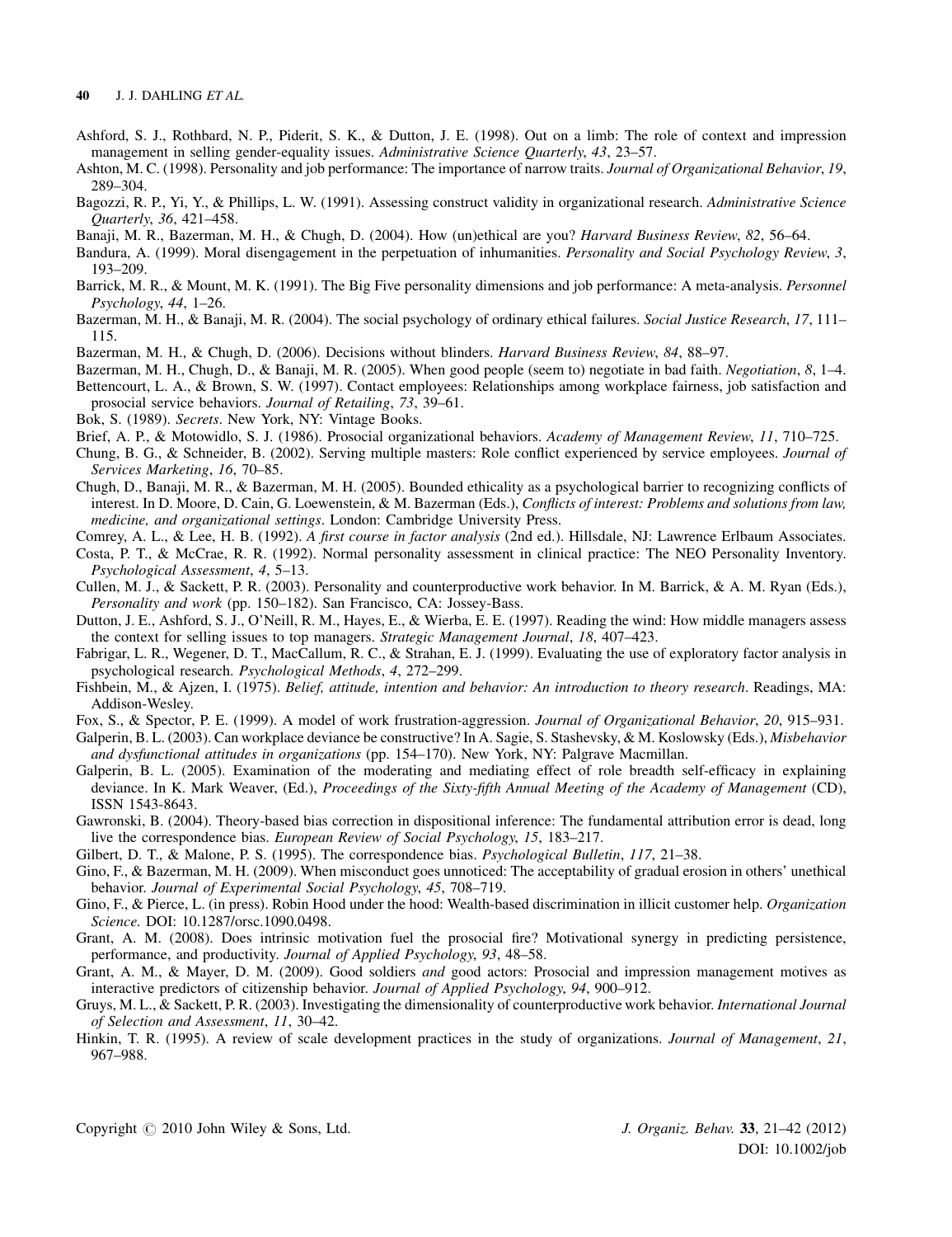Ashford, S. J., Rothbard, N. P., Piderit, S. K., & Dutton, J. E. (1998). Out on a limb: The role of context and impression management in selling gender-equality issues. *Administrative Science Quarterly*, *43*, 23–57.

Ashton, M. C. (1998). Personality and job performance: The importance of narrow traits. *Journal of Organizational Behavior*, *19*, 289–304.

Bagozzi, R. P., Yi, Y., & Phillips, L. W. (1991). Assessing construct validity in organizational research. *Administrative Science Quarterly*, *36*, 421–458.

Banaji, M. R., Bazerman, M. H., & Chugh, D. (2004). How (un)ethical are you? *Harvard Business Review*, *82*, 56–64.

Bandura, A. (1999). Moral disengagement in the perpetuation of inhumanities. *Personality and Social Psychology Review*, *3*, 193–209.

Barrick, M. R., & Mount, M. K. (1991). The Big Five personality dimensions and job performance: A meta-analysis. *Personnel Psychology*, *44*, 1–26.

Bazerman, M. H., & Banaji, M. R. (2004). The social psychology of ordinary ethical failures. *Social Justice Research*, *17*, 111–115.

Bazerman, M. H., & Chugh, D. (2006). Decisions without blinders. *Harvard Business Review*, *84*, 88–97.

Bazerman, M. H., Chugh, D., & Banaji, M. R. (2005). When good people (seem to) negotiate in bad faith. *Negotiation*, *8*, 1–4.

Bettencourt, L. A., & Brown, S. W. (1997). Contact employees: Relationships among workplace fairness, job satisfaction and prosocial service behaviors. *Journal of Retailing*, *73*, 39–61.

Bok, S. (1989). *Secrets*. New York, NY: Vintage Books.

Brief, A. P., & Motowidlo, S. J. (1986). Prosocial organizational behaviors. *Academy of Management Review*, *11*, 710–725.

Chung, B. G., & Schneider, B. (2002). Serving multiple masters: Role conflict experienced by service employees. *Journal of Services Marketing*, *16*, 70–85.

Chugh, D., Banaji, M. R., & Bazerman, M. H. (2005). Bounded ethicality as a psychological barrier to recognizing conflicts of interest. In D. Moore, D. Cain, G. Loewenstein, & M. Bazerman (Eds.), *Conflicts of interest: Problems and solutions from law, medicine, and organizational settings*. London: Cambridge University Press.

Comrey, A. L., & Lee, H. B. (1992). *A first course in factor analysis* (2nd ed.). Hillsdale, NJ: Lawrence Erlbaum Associates.

Costa, P. T., & McCrae, R. R. (1992). Normal personality assessment in clinical practice: The NEO Personality Inventory. *Psychological Assessment*, *4*, 5–13.

Cullen, M. J., & Sackett, P. R. (2003). Personality and counterproductive work behavior. In M. Barrick, & A. M. Ryan (Eds.), *Personality and work* (pp. 150–182). San Francisco, CA: Jossey-Bass.

Dutton, J. E., Ashford, S. J., O'Neill, R. M., Hayes, E., & Wierba, E. E. (1997). Reading the wind: How middle managers assess the context for selling issues to top managers. *Strategic Management Journal*, *18*, 407–423.

Fabrigar, L. R., Wegener, D. T., MacCallum, R. C., & Strahan, E. J. (1999). Evaluating the use of exploratory factor analysis in psychological research. *Psychological Methods*, *4*, 272–299.

Fishbein, M., & Ajzen, I. (1975). *Belief, attitude, intention and behavior: An introduction to theory research*. Readings, MA: Addison-Wesley.

Fox, S., & Spector, P. E. (1999). A model of work frustration-aggression. *Journal of Organizational Behavior*, *20*, 915–931.

Galperin, B. L. (2003). Can workplace deviance be constructive? In A. Sagie, S. Stashevsky, & M. Koslowsky (Eds.), *Misbehavior and dysfunctional attitudes in organizations* (pp. 154–170). New York, NY: Palgrave Macmillan.

Galperin, B. L. (2005). Examination of the moderating and mediating effect of role breadth self-efficacy in explaining deviance. In K. Mark Weaver, (Ed.), *Proceedings of the Sixty-fifth Annual Meeting of the Academy of Management* (CD), ISSN 1543-8643.

Gawronski, B. (2004). Theory-based bias correction in dispositional inference: The fundamental attribution error is dead, long live the correspondence bias. *European Review of Social Psychology*, *15*, 183–217.

Gilbert, D. T., & Malone, P. S. (1995). The correspondence bias. *Psychological Bulletin*, *117*, 21–38.

Gino, F., & Bazerman, M. H. (2009). When misconduct goes unnoticed: The acceptability of gradual erosion in others' unethical behavior. *Journal of Experimental Social Psychology*, *45*, 708–719.

Gino, F., & Pierce, L. (in press). Robin Hood under the hood: Wealth-based discrimination in illicit customer help. *Organization Science.* DOI: 10.1287/orsc.1090.0498.

Grant, A. M. (2008). Does intrinsic motivation fuel the prosocial fire? Motivational synergy in predicting persistence, performance, and productivity. *Journal of Applied Psychology*, *93*, 48–58.

Grant, A. M., & Mayer, D. M. (2009). Good soldiers *and* good actors: Prosocial and impression management motives as interactive predictors of citizenship behavior. *Journal of Applied Psychology*, *94*, 900–912.

Gruys, M. L., & Sackett, P. R. (2003). Investigating the dimensionality of counterproductive work behavior. *International Journal of Selection and Assessment*, *11*, 30–42.

Hinkin, T. R. (1995). A review of scale development practices in the study of organizations. *Journal of Management*, *21*, 967–988.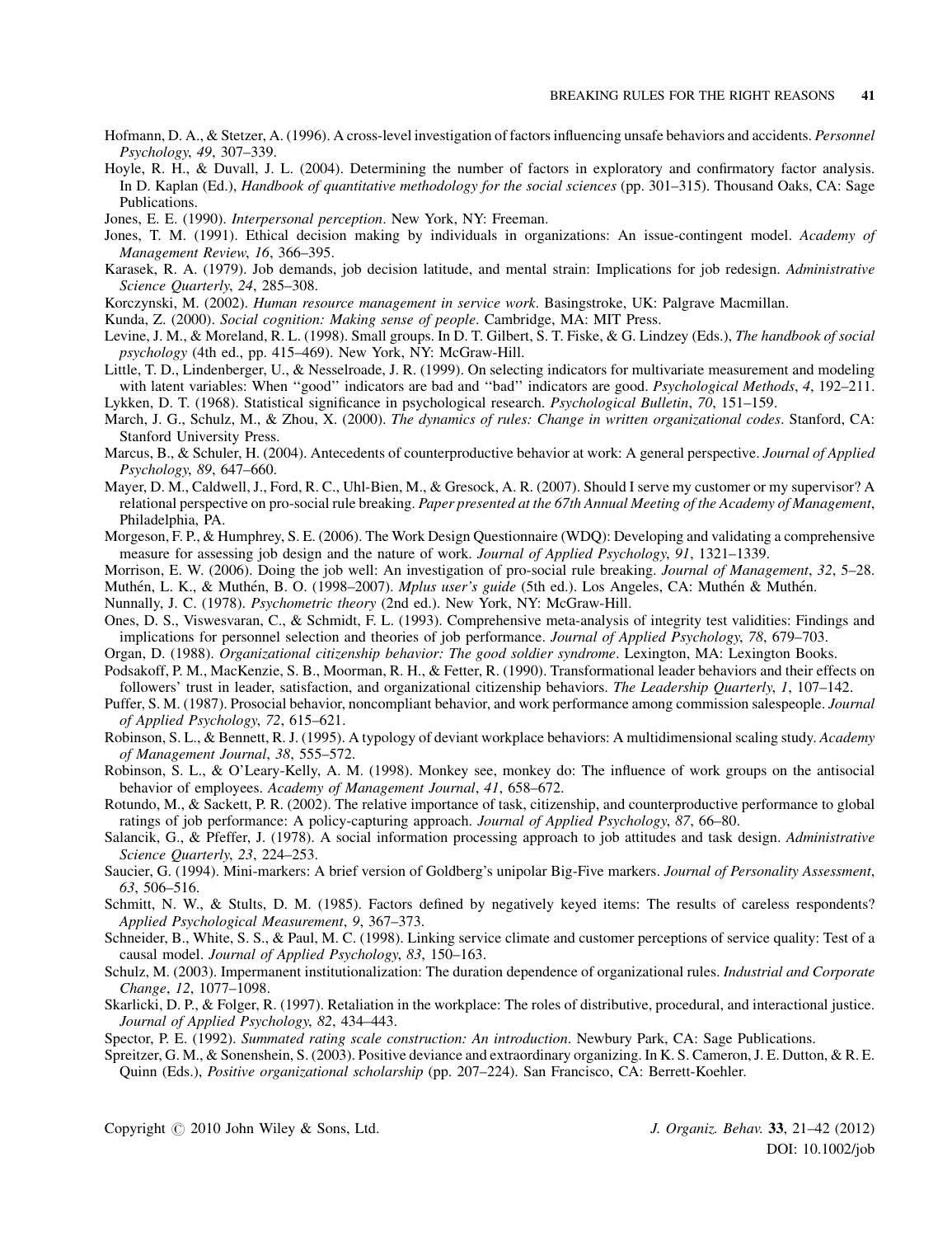Hofmann, D. A., & Stetzer, A. (1996). A cross-level investigation of factors influencing unsafe behaviors and accidents. *Personnel Psychology*, *49*, 307–339.

Hoyle, R. H., & Duvall, J. L. (2004). Determining the number of factors in exploratory and confirmatory factor analysis. In D. Kaplan (Ed.), *Handbook of quantitative methodology for the social sciences* (pp. 301–315). Thousand Oaks, CA: Sage Publications.

Jones, E. E. (1990). *Interpersonal perception*. New York, NY: Freeman.

Jones, T. M. (1991). Ethical decision making by individuals in organizations: An issue-contingent model. *Academy of Management Review*, *16*, 366–395.

Karasek, R. A. (1979). Job demands, job decision latitude, and mental strain: Implications for job redesign. *Administrative Science Quarterly*, *24*, 285–308.

Korczynski, M. (2002). *Human resource management in service work*. Basingstroke, UK: Palgrave Macmillan.

Kunda, Z. (2000). *Social cognition: Making sense of people*. Cambridge, MA: MIT Press.

Levine, J. M., & Moreland, R. L. (1998). Small groups. In D. T. Gilbert, S. T. Fiske, & G. Lindzey (Eds.), *The handbook of social psychology* (4th ed., pp. 415–469). New York, NY: McGraw-Hill.

Little, T. D., Lindenberger, U., & Nesselroade, J. R. (1999). On selecting indicators for multivariate measurement and modeling with latent variables: When ''good'' indicators are bad and ''bad'' indicators are good. *Psychological Methods*, *4*, 192–211.

Lykken, D. T. (1968). Statistical significance in psychological research. *Psychological Bulletin*, *70*, 151–159.

March, J. G., Schulz, M., & Zhou, X. (2000). *The dynamics of rules: Change in written organizational codes*. Stanford, CA: Stanford University Press.

Marcus, B., & Schuler, H. (2004). Antecedents of counterproductive behavior at work: A general perspective. *Journal of Applied Psychology*, *89*, 647–660.

Mayer, D. M., Caldwell, J., Ford, R. C., Uhl-Bien, M., & Gresock, A. R. (2007). Should I serve my customer or my supervisor? A relational perspective on pro-social rule breaking. *Paper presented at the 67th Annual Meeting of the Academy of Management*, Philadelphia, PA.

Morgeson, F. P., & Humphrey, S. E. (2006). The Work Design Questionnaire (WDQ): Developing and validating a comprehensive measure for assessing job design and the nature of work. *Journal of Applied Psychology*, *91*, 1321–1339.

Morrison, E. W. (2006). Doing the job well: An investigation of pro-social rule breaking. *Journal of Management*, *32*, 5–28.

Muthén, L. K., & Muthén, B. O. (1998–2007). *Mplus user's guide* (5th ed.). Los Angeles, CA: Muthén & Muthén.

Nunnally, J. C. (1978). *Psychometric theory* (2nd ed.). New York, NY: McGraw-Hill.

Ones, D. S., Viswesvaran, C., & Schmidt, F. L. (1993). Comprehensive meta-analysis of integrity test validities: Findings and implications for personnel selection and theories of job performance. *Journal of Applied Psychology*, *78*, 679–703.

Organ, D. (1988). *Organizational citizenship behavior: The good soldier syndrome*. Lexington, MA: Lexington Books.

Podsakoff, P. M., MacKenzie, S. B., Moorman, R. H., & Fetter, R. (1990). Transformational leader behaviors and their effects on followers' trust in leader, satisfaction, and organizational citizenship behaviors. *The Leadership Quarterly*, *1*, 107–142.

Puffer, S. M. (1987). Prosocial behavior, noncompliant behavior, and work performance among commission salespeople. *Journal of Applied Psychology*, *72*, 615–621.

Robinson, S. L., & Bennett, R. J. (1995). A typology of deviant workplace behaviors: A multidimensional scaling study. *Academy of Management Journal*, *38*, 555–572.

Robinson, S. L., & O'Leary-Kelly, A. M. (1998). Monkey see, monkey do: The influence of work groups on the antisocial behavior of employees. *Academy of Management Journal*, *41*, 658–672.

Rotundo, M., & Sackett, P. R. (2002). The relative importance of task, citizenship, and counterproductive performance to global ratings of job performance: A policy-capturing approach. *Journal of Applied Psychology*, *87*, 66–80.

Salancik, G., & Pfeffer, J. (1978). A social information processing approach to job attitudes and task design. *Administrative Science Quarterly*, *23*, 224–253.

Saucier, G. (1994). Mini-markers: A brief version of Goldberg's unipolar Big-Five markers. *Journal of Personality Assessment*, *63*, 506–516.

Schmitt, N. W., & Stults, D. M. (1985). Factors defined by negatively keyed items: The results of careless respondents? *Applied Psychological Measurement*, *9*, 367–373.

Schneider, B., White, S. S., & Paul, M. C. (1998). Linking service climate and customer perceptions of service quality: Test of a causal model. *Journal of Applied Psychology*, *83*, 150–163.

Schulz, M. (2003). Impermanent institutionalization: The duration dependence of organizational rules. *Industrial and Corporate Change*, *12*, 1077–1098.

Skarlicki, D. P., & Folger, R. (1997). Retaliation in the workplace: The roles of distributive, procedural, and interactional justice. *Journal of Applied Psychology*, *82*, 434–443.

Spector, P. E. (1992). *Summated rating scale construction: An introduction*. Newbury Park, CA: Sage Publications.

Spreitzer, G. M., & Sonenshein, S. (2003). Positive deviance and extraordinary organizing. In K. S. Cameron, J. E. Dutton, & R. E. Quinn (Eds.), *Positive organizational scholarship* (pp. 207–224). San Francisco, CA: Berrett-Koehler.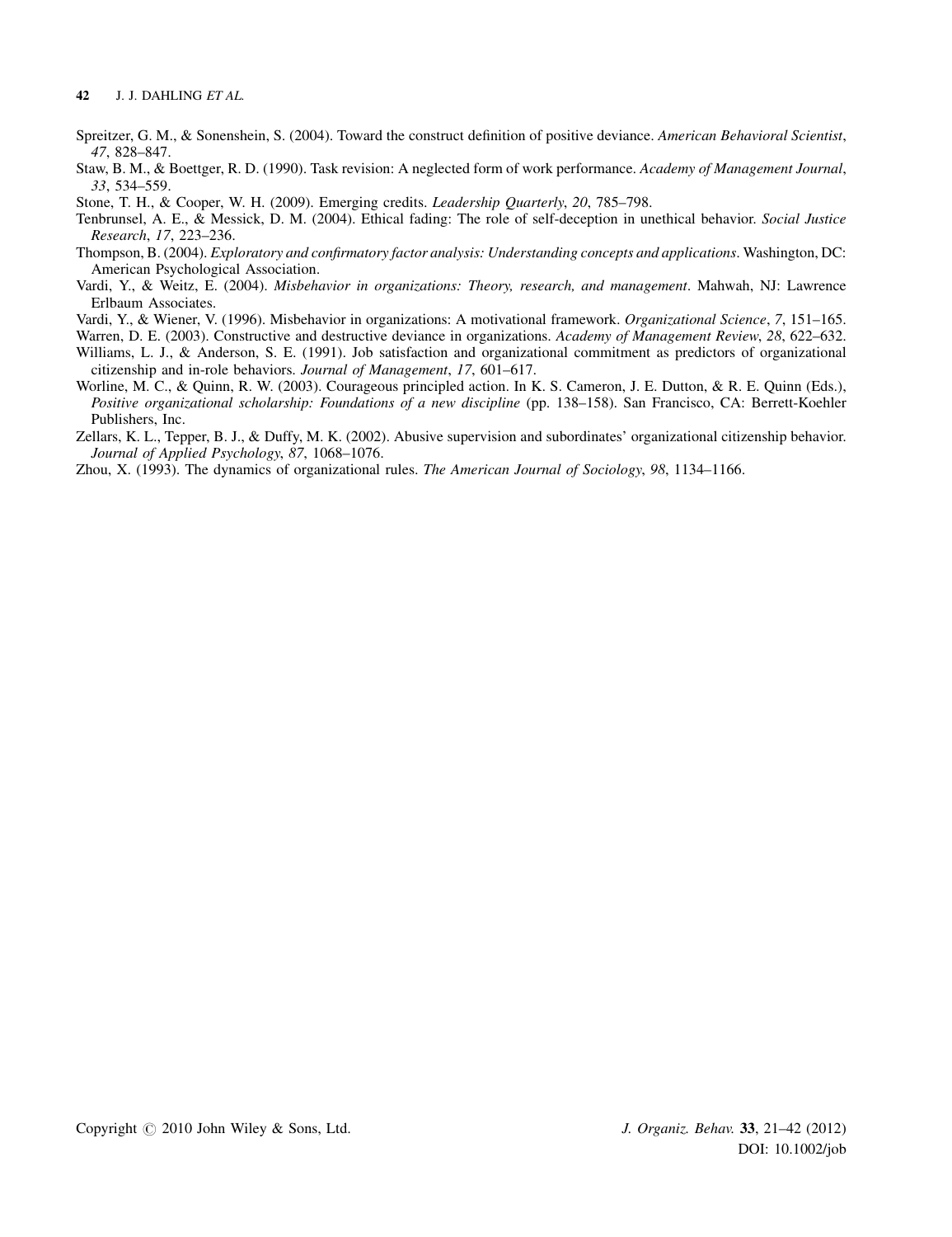Spreitzer, G. M., & Sonenshein, S. (2004). Toward the construct definition of positive deviance. *American Behavioral Scientist*, *47*, 828–847.

Staw, B. M., & Boettger, R. D. (1990). Task revision: A neglected form of work performance. *Academy of Management Journal*, *33*, 534–559.

Stone, T. H., & Cooper, W. H. (2009). Emerging credits. *Leadership Quarterly*, *20*, 785–798.

Tenbrunsel, A. E., & Messick, D. M. (2004). Ethical fading: The role of self-deception in unethical behavior. *Social Justice Research*, *17*, 223–236.

Thompson, B. (2004). *Exploratory and confirmatory factor analysis: Understanding concepts and applications*. Washington, DC: American Psychological Association.

Vardi, Y., & Weitz, E. (2004). *Misbehavior in organizations: Theory, research, and management*. Mahwah, NJ: Lawrence Erlbaum Associates.

Vardi, Y., & Wiener, V. (1996). Misbehavior in organizations: A motivational framework. *Organizational Science*, *7*, 151–165.

Warren, D. E. (2003). Constructive and destructive deviance in organizations. *Academy of Management Review*, *28*, 622–632.

Williams, L. J., & Anderson, S. E. (1991). Job satisfaction and organizational commitment as predictors of organizational citizenship and in-role behaviors. *Journal of Management*, *17*, 601–617.

Worline, M. C., & Quinn, R. W. (2003). Courageous principled action. In K. S. Cameron, J. E. Dutton, & R. E. Quinn (Eds.), *Positive organizational scholarship: Foundations of a new discipline* (pp. 138–158). San Francisco, CA: Berrett-Koehler Publishers, Inc.

Zellars, K. L., Tepper, B. J., & Duffy, M. K. (2002). Abusive supervision and subordinates' organizational citizenship behavior. *Journal of Applied Psychology*, *87*, 1068–1076.

Zhou, X. (1993). The dynamics of organizational rules. *The American Journal of Sociology*, *98*, 1134–1166.